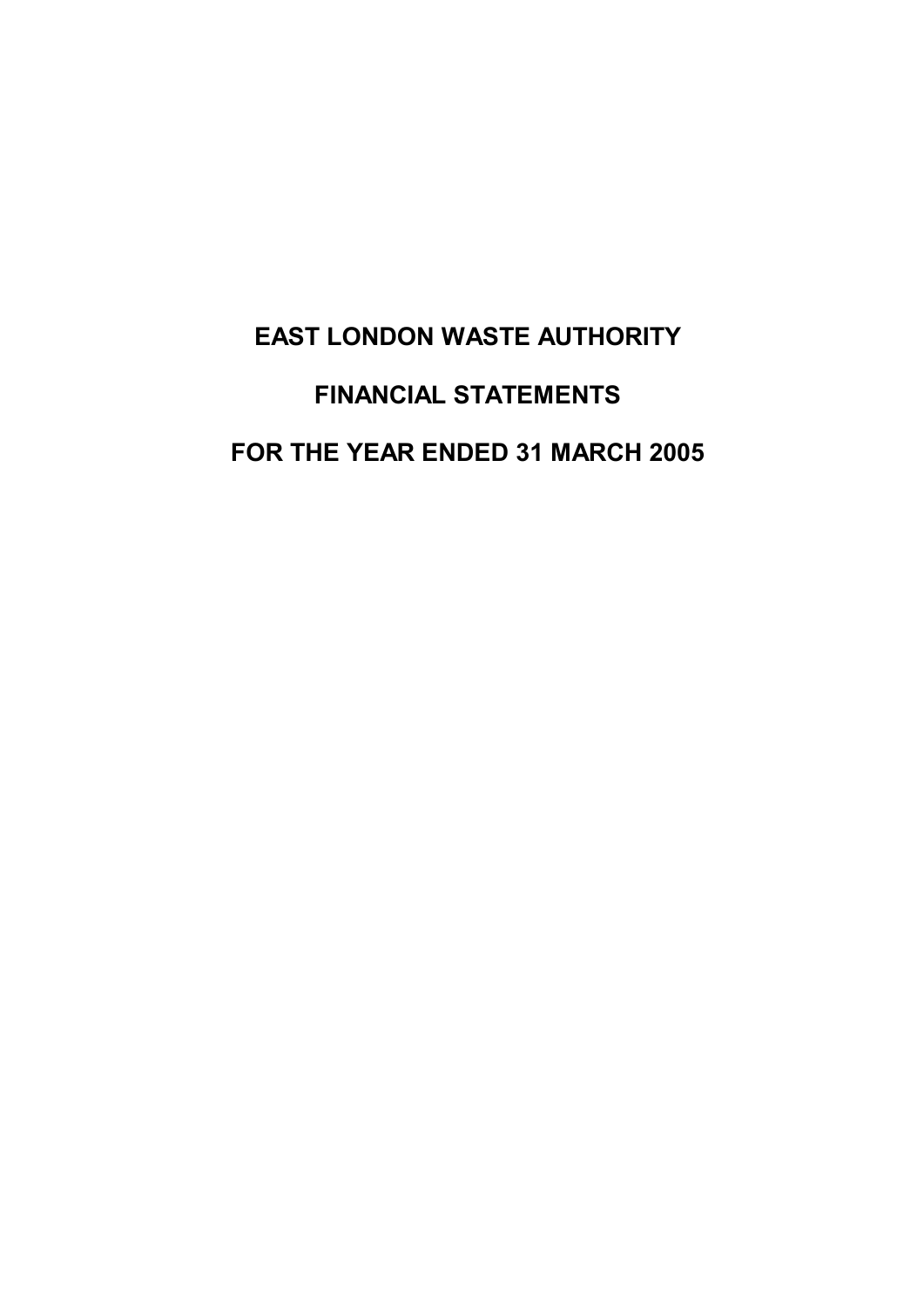# EAST LONDON WASTE AUTHORITY

# FINANCIAL STATEMENTS

# FOR THE YEAR ENDED 31 MARCH 2005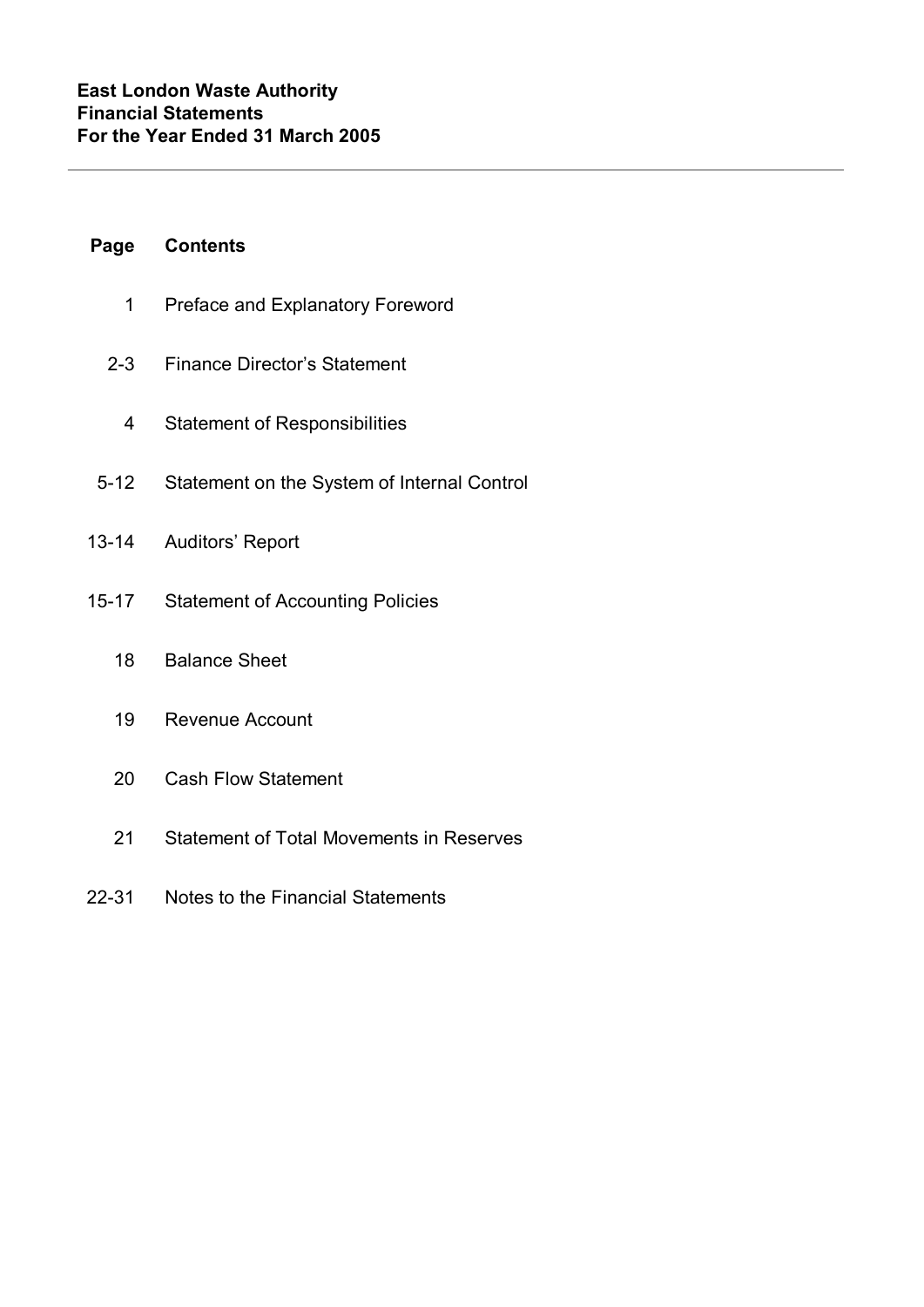**East London Waste Authority**
**Financial Statements**
**For the Year Ended 31 March 2005**

---

| Page | Contents |
|---|---|
| 1 | Preface and Explanatory Foreword |
| 2-3 | Finance Director's Statement |
| 4 | Statement of Responsibilities |
| 5-12 | Statement on the System of Internal Control |
| 13-14 | Auditors' Report |
| 15-17 | Statement of Accounting Policies |
| 18 | Balance Sheet |
| 19 | Revenue Account |
| 20 | Cash Flow Statement |
| 21 | Statement of Total Movements in Reserves |
| 22-31 | Notes to the Financial Statements |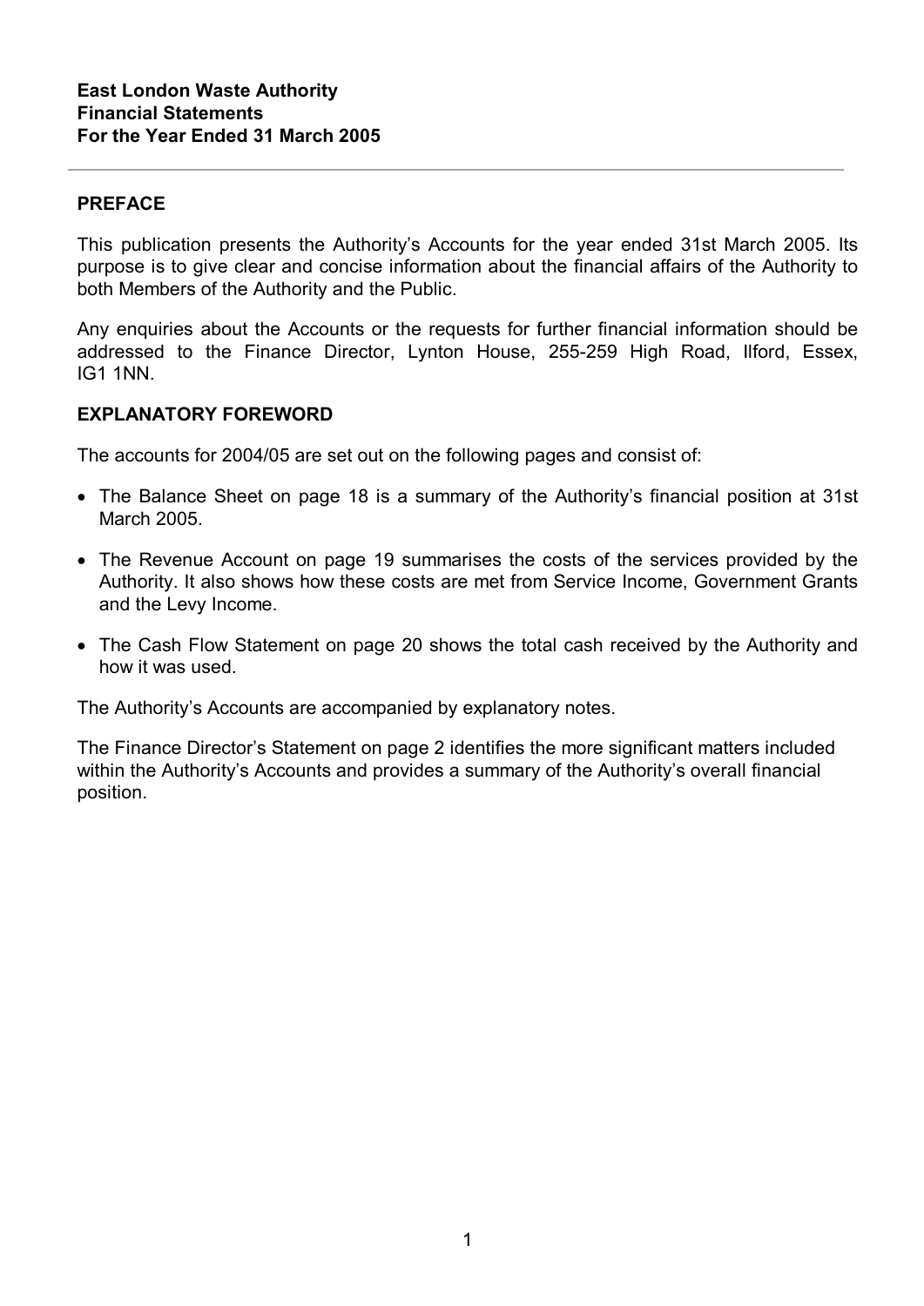**East London Waste Authority**
**Financial Statements**
**For the Year Ended 31 March 2005**

---

## PREFACE

This publication presents the Authority's Accounts for the year ended 31st March 2005. Its purpose is to give clear and concise information about the financial affairs of the Authority to both Members of the Authority and the Public.

Any enquiries about the Accounts or the requests for further financial information should be addressed to the Finance Director, Lynton House, 255-259 High Road, Ilford, Essex, IG1 1NN.

## EXPLANATORY FOREWORD

The accounts for 2004/05 are set out on the following pages and consist of:

- The Balance Sheet on page 18 is a summary of the Authority's financial position at 31st March 2005.
- The Revenue Account on page 19 summarises the costs of the services provided by the Authority. It also shows how these costs are met from Service Income, Government Grants and the Levy Income.
- The Cash Flow Statement on page 20 shows the total cash received by the Authority and how it was used.

The Authority's Accounts are accompanied by explanatory notes.

The Finance Director's Statement on page 2 identifies the more significant matters included within the Authority's Accounts and provides a summary of the Authority's overall financial position.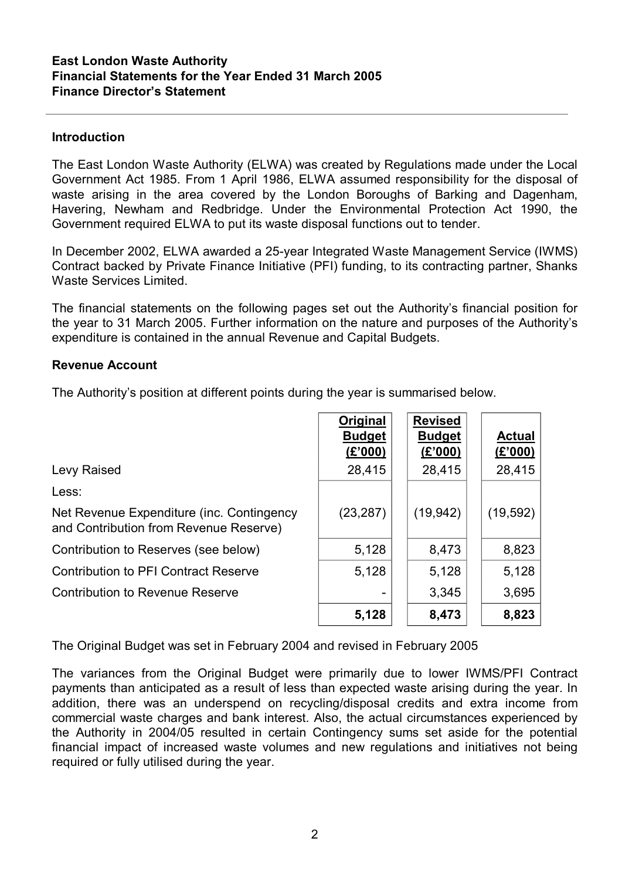**East London Waste Authority**
**Financial Statements for the Year Ended 31 March 2005**
**Finance Director's Statement**

## Introduction

The East London Waste Authority (ELWA) was created by Regulations made under the Local Government Act 1985. From 1 April 1986, ELWA assumed responsibility for the disposal of waste arising in the area covered by the London Boroughs of Barking and Dagenham, Havering, Newham and Redbridge. Under the Environmental Protection Act 1990, the Government required ELWA to put its waste disposal functions out to tender.

In December 2002, ELWA awarded a 25-year Integrated Waste Management Service (IWMS) Contract backed by Private Finance Initiative (PFI) funding, to its contracting partner, Shanks Waste Services Limited.

The financial statements on the following pages set out the Authority's financial position for the year to 31 March 2005. Further information on the nature and purposes of the Authority's expenditure is contained in the annual Revenue and Capital Budgets.

## Revenue Account

The Authority's position at different points during the year is summarised below.

| | Original Budget (£'000) | Revised Budget (£'000) | Actual (£'000) |
|---|---|---|---|
| Levy Raised | 28,415 | 28,415 | 28,415 |
| Less: | | | |
| Net Revenue Expenditure (inc. Contingency and Contribution from Revenue Reserve) | (23,287) | (19,942) | (19,592) |
| Contribution to Reserves (see below) | 5,128 | 8,473 | 8,823 |
| Contribution to PFI Contract Reserve | 5,128 | 5,128 | 5,128 |
| Contribution to Revenue Reserve | - | 3,345 | 3,695 |
| | **5,128** | **8,473** | **8,823** |

The Original Budget was set in February 2004 and revised in February 2005

The variances from the Original Budget were primarily due to lower IWMS/PFI Contract payments than anticipated as a result of less than expected waste arising during the year. In addition, there was an underspend on recycling/disposal credits and extra income from commercial waste charges and bank interest. Also, the actual circumstances experienced by the Authority in 2004/05 resulted in certain Contingency sums set aside for the potential financial impact of increased waste volumes and new regulations and initiatives not being required or fully utilised during the year.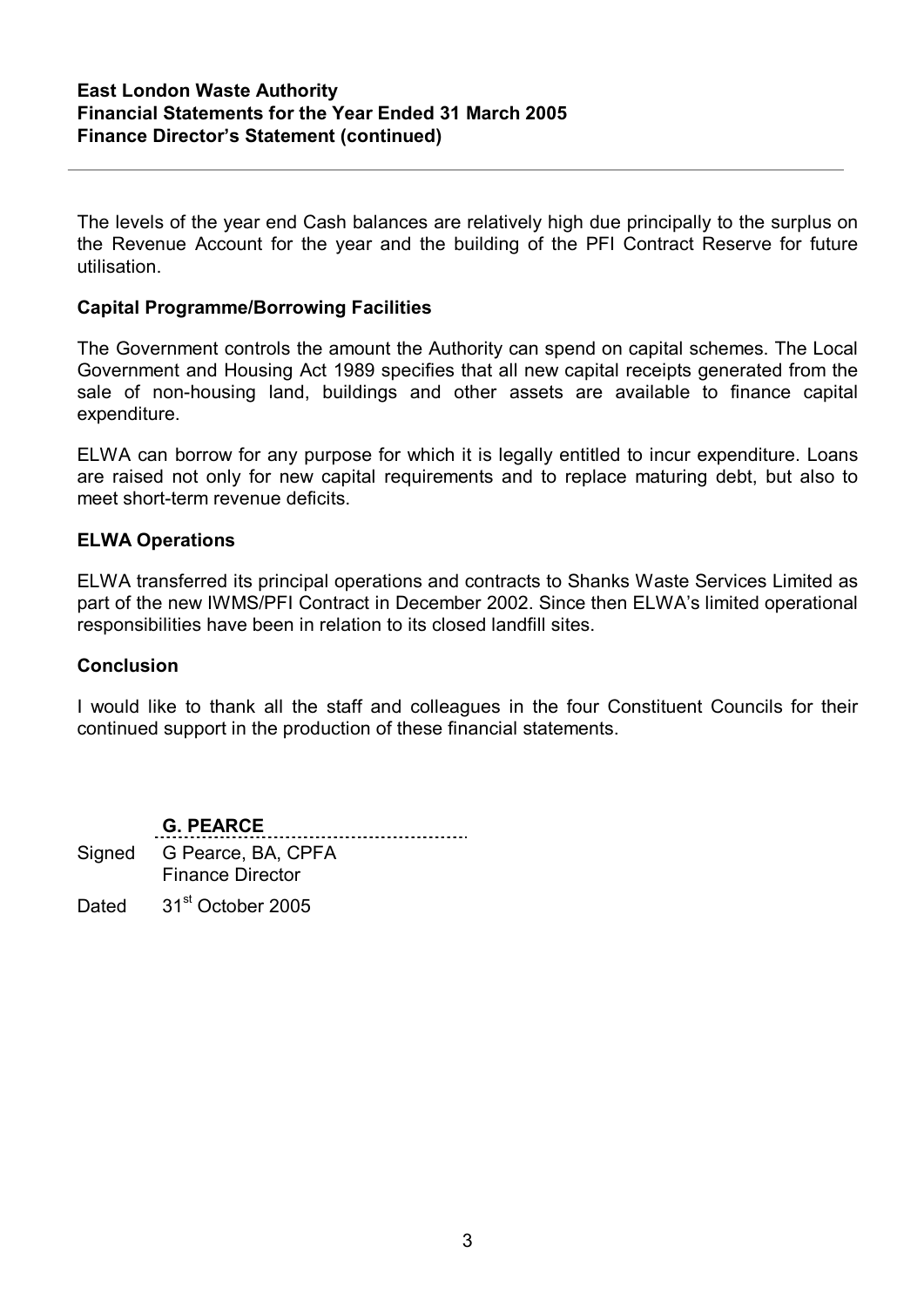The levels of the year end Cash balances are relatively high due principally to the surplus on the Revenue Account for the year and the building of the PFI Contract Reserve for future utilisation.

### Capital Programme/Borrowing Facilities

The Government controls the amount the Authority can spend on capital schemes. The Local Government and Housing Act 1989 specifies that all new capital receipts generated from the sale of non-housing land, buildings and other assets are available to finance capital expenditure.

ELWA can borrow for any purpose for which it is legally entitled to incur expenditure. Loans are raised not only for new capital requirements and to replace maturing debt, but also to meet short-term revenue deficits.

### ELWA Operations

ELWA transferred its principal operations and contracts to Shanks Waste Services Limited as part of the new IWMS/PFI Contract in December 2002. Since then ELWA's limited operational responsibilities have been in relation to its closed landfill sites.

### Conclusion

I would like to thank all the staff and colleagues in the four Constituent Councils for their continued support in the production of these financial statements.

**G. PEARCE**

Signed G Pearce, BA, CPFA
Finance Director

Dated 31st October 2005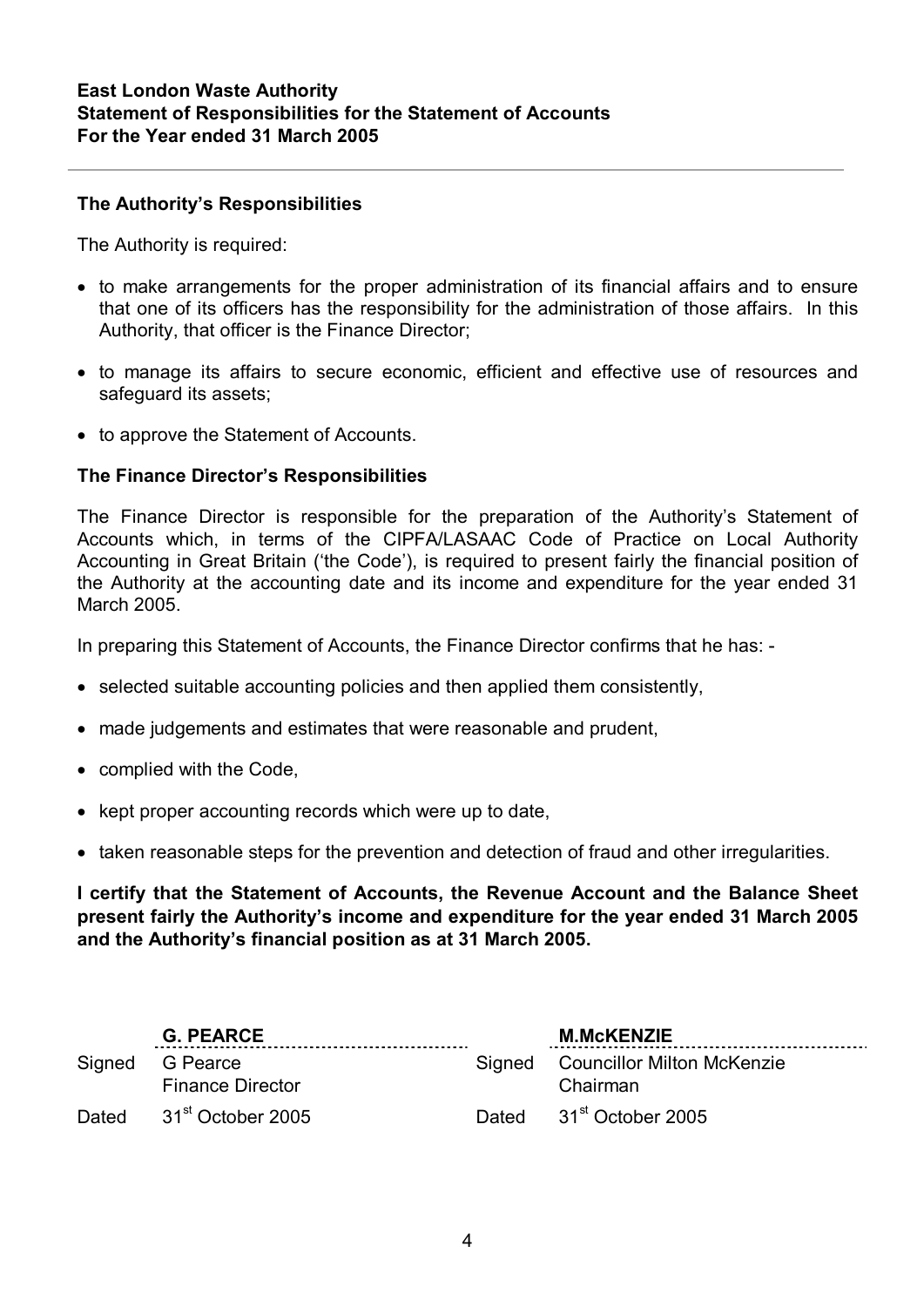**East London Waste Authority**
**Statement of Responsibilities for the Statement of Accounts**
**For the Year ended 31 March 2005**

### The Authority's Responsibilities

The Authority is required:

- to make arrangements for the proper administration of its financial affairs and to ensure that one of its officers has the responsibility for the administration of those affairs. In this Authority, that officer is the Finance Director;
- to manage its affairs to secure economic, efficient and effective use of resources and safeguard its assets;
- to approve the Statement of Accounts.

### The Finance Director's Responsibilities

The Finance Director is responsible for the preparation of the Authority's Statement of Accounts which, in terms of the CIPFA/LASAAC Code of Practice on Local Authority Accounting in Great Britain ('the Code'), is required to present fairly the financial position of the Authority at the accounting date and its income and expenditure for the year ended 31 March 2005.

In preparing this Statement of Accounts, the Finance Director confirms that he has: -

- selected suitable accounting policies and then applied them consistently,
- made judgements and estimates that were reasonable and prudent,
- complied with the Code,
- kept proper accounting records which were up to date,
- taken reasonable steps for the prevention and detection of fraud and other irregularities.

**I certify that the Statement of Accounts, the Revenue Account and the Balance Sheet present fairly the Authority's income and expenditure for the year ended 31 March 2005 and the Authority's financial position as at 31 March 2005.**

| | **G. PEARCE** | | **M.McKENZIE** |
|---|---|---|---|
| Signed | G Pearce<br>Finance Director | Signed | Councillor Milton McKenzie<br>Chairman |
| Dated | 31st October 2005 | Dated | 31st October 2005 |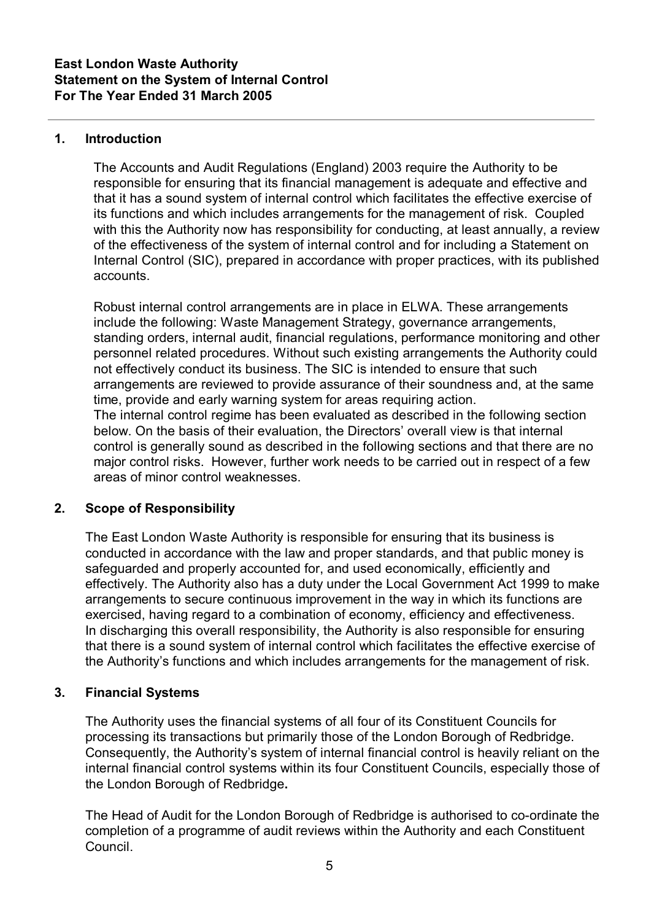**East London Waste Authority**
**Statement on the System of Internal Control**
**For The Year Ended 31 March 2005**

---

## 1. Introduction

The Accounts and Audit Regulations (England) 2003 require the Authority to be responsible for ensuring that its financial management is adequate and effective and that it has a sound system of internal control which facilitates the effective exercise of its functions and which includes arrangements for the management of risk. Coupled with this the Authority now has responsibility for conducting, at least annually, a review of the effectiveness of the system of internal control and for including a Statement on Internal Control (SIC), prepared in accordance with proper practices, with its published accounts.

Robust internal control arrangements are in place in ELWA. These arrangements include the following: Waste Management Strategy, governance arrangements, standing orders, internal audit, financial regulations, performance monitoring and other personnel related procedures. Without such existing arrangements the Authority could not effectively conduct its business. The SIC is intended to ensure that such arrangements are reviewed to provide assurance of their soundness and, at the same time, provide and early warning system for areas requiring action.
The internal control regime has been evaluated as described in the following section below. On the basis of their evaluation, the Directors' overall view is that internal control is generally sound as described in the following sections and that there are no major control risks. However, further work needs to be carried out in respect of a few areas of minor control weaknesses.

## 2. Scope of Responsibility

The East London Waste Authority is responsible for ensuring that its business is conducted in accordance with the law and proper standards, and that public money is safeguarded and properly accounted for, and used economically, efficiently and effectively. The Authority also has a duty under the Local Government Act 1999 to make arrangements to secure continuous improvement in the way in which its functions are exercised, having regard to a combination of economy, efficiency and effectiveness.
In discharging this overall responsibility, the Authority is also responsible for ensuring that there is a sound system of internal control which facilitates the effective exercise of the Authority's functions and which includes arrangements for the management of risk.

## 3. Financial Systems

The Authority uses the financial systems of all four of its Constituent Councils for processing its transactions but primarily those of the London Borough of Redbridge. Consequently, the Authority's system of internal financial control is heavily reliant on the internal financial control systems within its four Constituent Councils, especially those of the London Borough of Redbridge**.**

The Head of Audit for the London Borough of Redbridge is authorised to co-ordinate the completion of a programme of audit reviews within the Authority and each Constituent Council.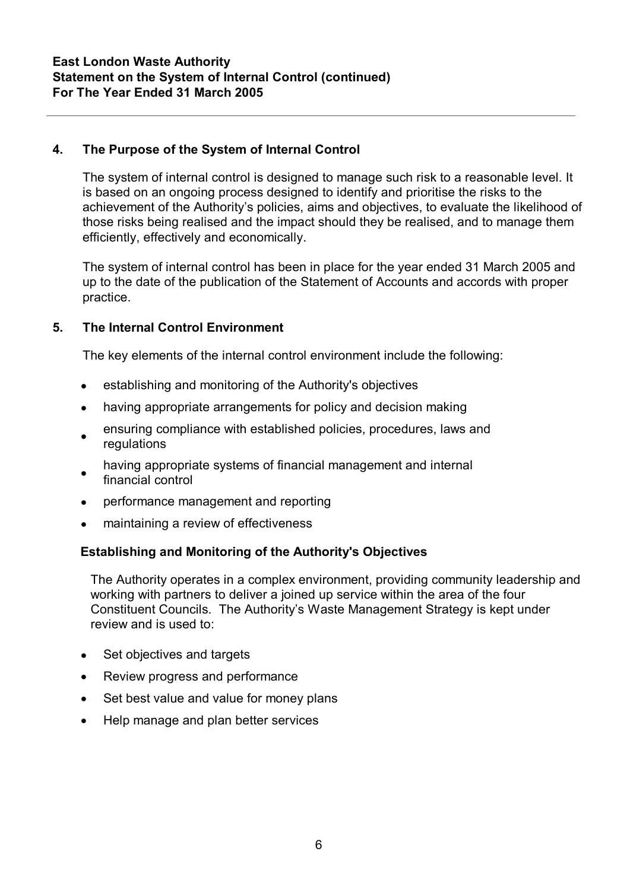## 4. The Purpose of the System of Internal Control

The system of internal control is designed to manage such risk to a reasonable level. It is based on an ongoing process designed to identify and prioritise the risks to the achievement of the Authority's policies, aims and objectives, to evaluate the likelihood of those risks being realised and the impact should they be realised, and to manage them efficiently, effectively and economically.

The system of internal control has been in place for the year ended 31 March 2005 and up to the date of the publication of the Statement of Accounts and accords with proper practice.

## 5. The Internal Control Environment

The key elements of the internal control environment include the following:

- establishing and monitoring of the Authority's objectives
- having appropriate arrangements for policy and decision making
- ensuring compliance with established policies, procedures, laws and regulations
- having appropriate systems of financial management and internal financial control
- performance management and reporting
- maintaining a review of effectiveness

### Establishing and Monitoring of the Authority's Objectives

The Authority operates in a complex environment, providing community leadership and working with partners to deliver a joined up service within the area of the four Constituent Councils. The Authority's Waste Management Strategy is kept under review and is used to:

- Set objectives and targets
- Review progress and performance
- Set best value and value for money plans
- Help manage and plan better services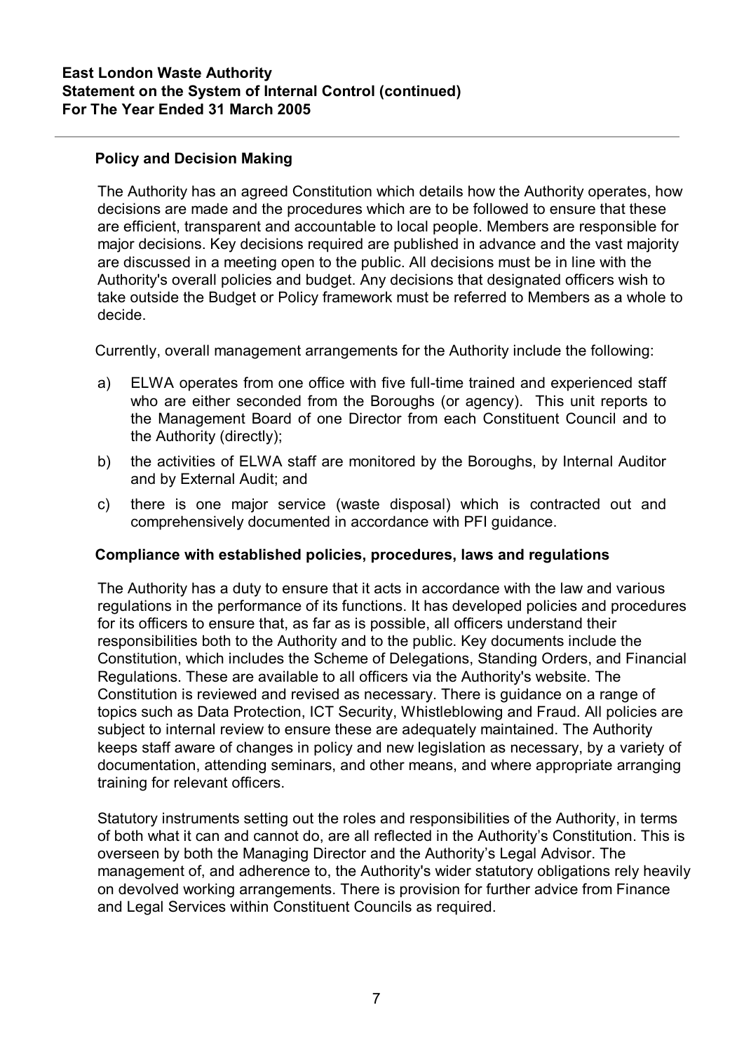**East London Waste Authority**
**Statement on the System of Internal Control (continued)**
**For The Year Ended 31 March 2005**

### Policy and Decision Making

The Authority has an agreed Constitution which details how the Authority operates, how decisions are made and the procedures which are to be followed to ensure that these are efficient, transparent and accountable to local people. Members are responsible for major decisions. Key decisions required are published in advance and the vast majority are discussed in a meeting open to the public. All decisions must be in line with the Authority's overall policies and budget. Any decisions that designated officers wish to take outside the Budget or Policy framework must be referred to Members as a whole to decide.

Currently, overall management arrangements for the Authority include the following:

a) ELWA operates from one office with five full-time trained and experienced staff who are either seconded from the Boroughs (or agency). This unit reports to the Management Board of one Director from each Constituent Council and to the Authority (directly);

b) the activities of ELWA staff are monitored by the Boroughs, by Internal Auditor and by External Audit; and

c) there is one major service (waste disposal) which is contracted out and comprehensively documented in accordance with PFI guidance.

### Compliance with established policies, procedures, laws and regulations

The Authority has a duty to ensure that it acts in accordance with the law and various regulations in the performance of its functions. It has developed policies and procedures for its officers to ensure that, as far as is possible, all officers understand their responsibilities both to the Authority and to the public. Key documents include the Constitution, which includes the Scheme of Delegations, Standing Orders, and Financial Regulations. These are available to all officers via the Authority's website. The Constitution is reviewed and revised as necessary. There is guidance on a range of topics such as Data Protection, ICT Security, Whistleblowing and Fraud. All policies are subject to internal review to ensure these are adequately maintained. The Authority keeps staff aware of changes in policy and new legislation as necessary, by a variety of documentation, attending seminars, and other means, and where appropriate arranging training for relevant officers.

Statutory instruments setting out the roles and responsibilities of the Authority, in terms of both what it can and cannot do, are all reflected in the Authority's Constitution. This is overseen by both the Managing Director and the Authority's Legal Advisor. The management of, and adherence to, the Authority's wider statutory obligations rely heavily on devolved working arrangements. There is provision for further advice from Finance and Legal Services within Constituent Councils as required.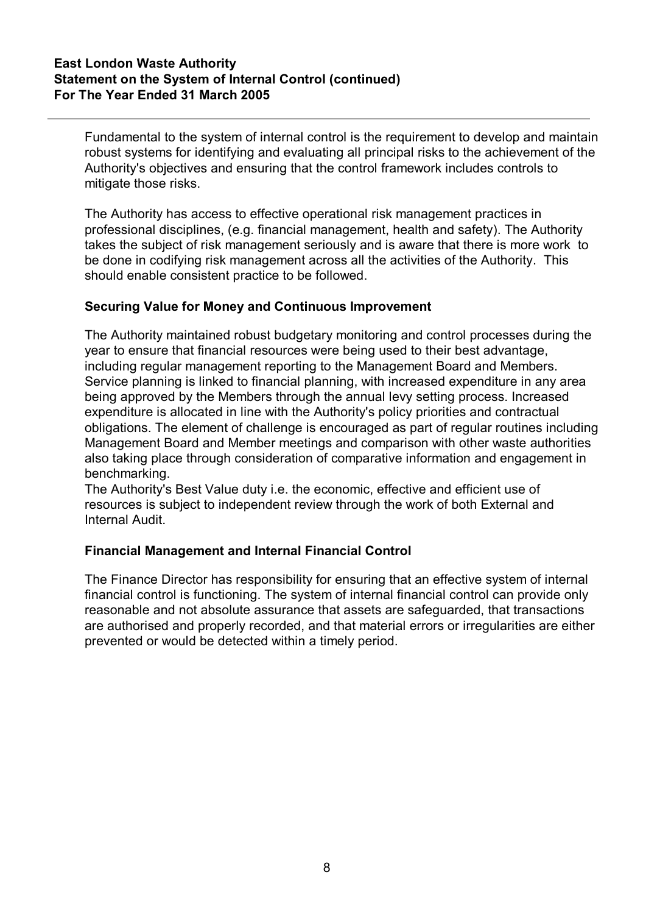Fundamental to the system of internal control is the requirement to develop and maintain robust systems for identifying and evaluating all principal risks to the achievement of the Authority's objectives and ensuring that the control framework includes controls to mitigate those risks.

The Authority has access to effective operational risk management practices in professional disciplines, (e.g. financial management, health and safety). The Authority takes the subject of risk management seriously and is aware that there is more work to be done in codifying risk management across all the activities of the Authority. This should enable consistent practice to be followed.

### Securing Value for Money and Continuous Improvement

The Authority maintained robust budgetary monitoring and control processes during the year to ensure that financial resources were being used to their best advantage, including regular management reporting to the Management Board and Members. Service planning is linked to financial planning, with increased expenditure in any area being approved by the Members through the annual levy setting process. Increased expenditure is allocated in line with the Authority's policy priorities and contractual obligations. The element of challenge is encouraged as part of regular routines including Management Board and Member meetings and comparison with other waste authorities also taking place through consideration of comparative information and engagement in benchmarking.

The Authority's Best Value duty i.e. the economic, effective and efficient use of resources is subject to independent review through the work of both External and Internal Audit.

### Financial Management and Internal Financial Control

The Finance Director has responsibility for ensuring that an effective system of internal financial control is functioning. The system of internal financial control can provide only reasonable and not absolute assurance that assets are safeguarded, that transactions are authorised and properly recorded, and that material errors or irregularities are either prevented or would be detected within a timely period.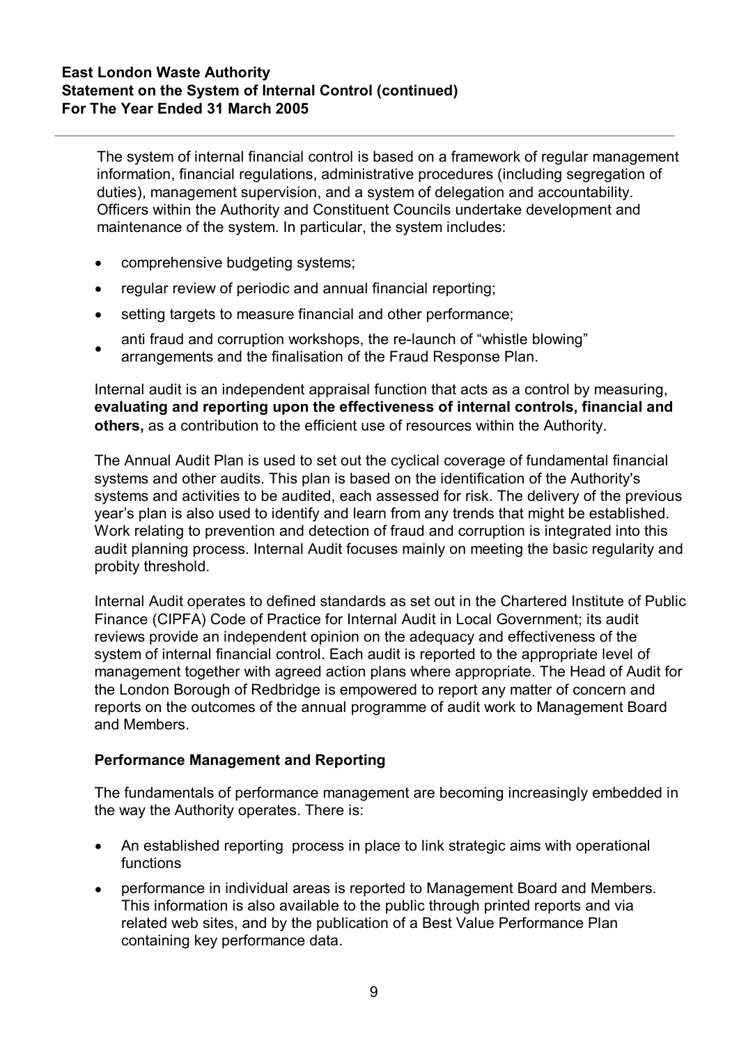The system of internal financial control is based on a framework of regular management information, financial regulations, administrative procedures (including segregation of duties), management supervision, and a system of delegation and accountability. Officers within the Authority and Constituent Councils undertake development and maintenance of the system. In particular, the system includes:

- comprehensive budgeting systems;
- regular review of periodic and annual financial reporting;
- setting targets to measure financial and other performance;
- anti fraud and corruption workshops, the re-launch of "whistle blowing" arrangements and the finalisation of the Fraud Response Plan.

Internal audit is an independent appraisal function that acts as a control by measuring, **evaluating and reporting upon the effectiveness of internal controls, financial and others,** as a contribution to the efficient use of resources within the Authority.

The Annual Audit Plan is used to set out the cyclical coverage of fundamental financial systems and other audits. This plan is based on the identification of the Authority's systems and activities to be audited, each assessed for risk. The delivery of the previous year's plan is also used to identify and learn from any trends that might be established. Work relating to prevention and detection of fraud and corruption is integrated into this audit planning process. Internal Audit focuses mainly on meeting the basic regularity and probity threshold.

Internal Audit operates to defined standards as set out in the Chartered Institute of Public Finance (CIPFA) Code of Practice for Internal Audit in Local Government; its audit reviews provide an independent opinion on the adequacy and effectiveness of the system of internal financial control. Each audit is reported to the appropriate level of management together with agreed action plans where appropriate. The Head of Audit for the London Borough of Redbridge is empowered to report any matter of concern and reports on the outcomes of the annual programme of audit work to Management Board and Members.

**Performance Management and Reporting**

The fundamentals of performance management are becoming increasingly embedded in the way the Authority operates. There is:

- An established reporting process in place to link strategic aims with operational functions
- performance in individual areas is reported to Management Board and Members. This information is also available to the public through printed reports and via related web sites, and by the publication of a Best Value Performance Plan containing key performance data.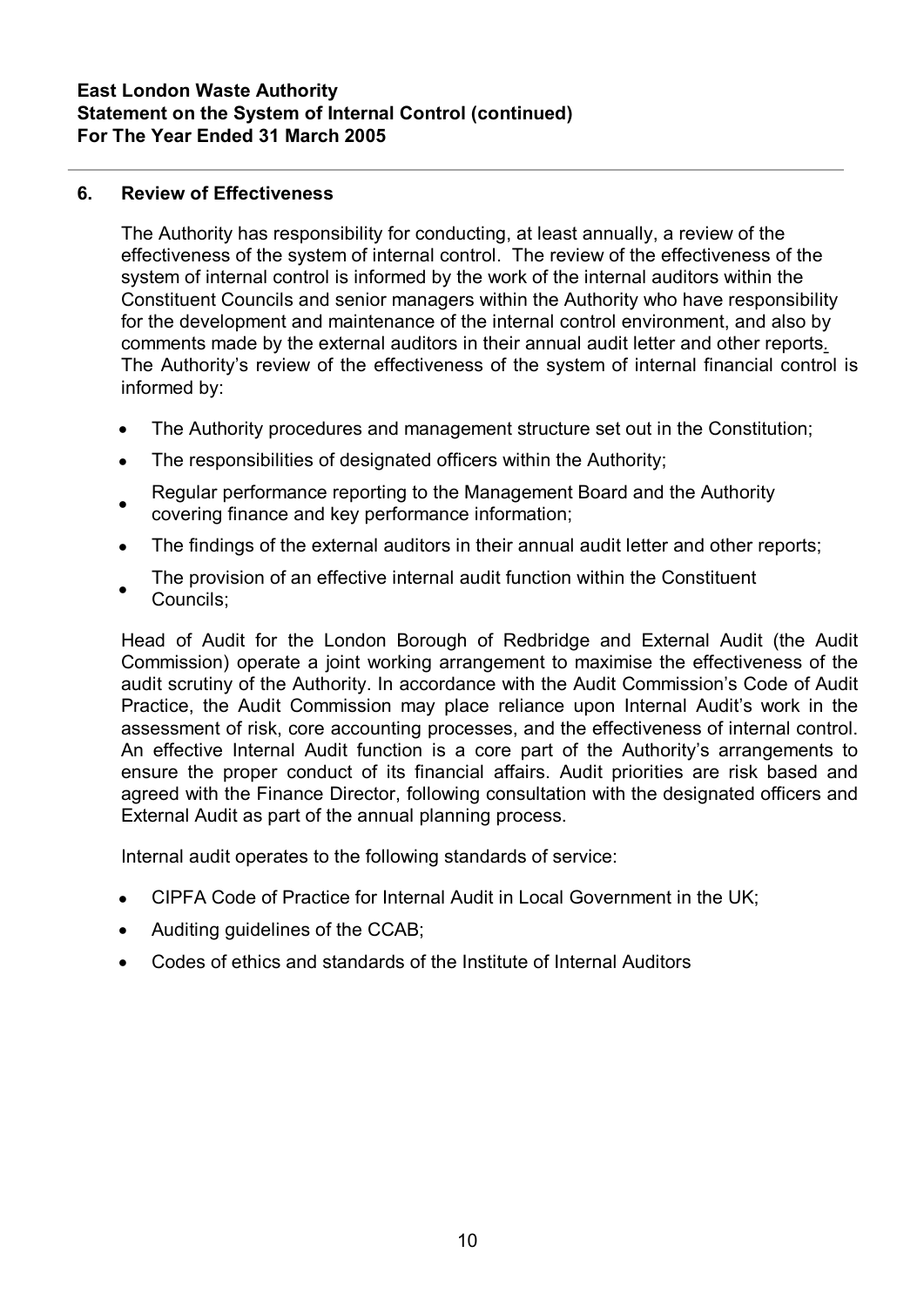**East London Waste Authority**
**Statement on the System of Internal Control (continued)**
**For The Year Ended 31 March 2005**

## 6. Review of Effectiveness

The Authority has responsibility for conducting, at least annually, a review of the effectiveness of the system of internal control. The review of the effectiveness of the system of internal control is informed by the work of the internal auditors within the Constituent Councils and senior managers within the Authority who have responsibility for the development and maintenance of the internal control environment, and also by comments made by the external auditors in their annual audit letter and other reports. The Authority's review of the effectiveness of the system of internal financial control is informed by:

- The Authority procedures and management structure set out in the Constitution;
- The responsibilities of designated officers within the Authority;
- Regular performance reporting to the Management Board and the Authority covering finance and key performance information;
- The findings of the external auditors in their annual audit letter and other reports;
- The provision of an effective internal audit function within the Constituent Councils;

Head of Audit for the London Borough of Redbridge and External Audit (the Audit Commission) operate a joint working arrangement to maximise the effectiveness of the audit scrutiny of the Authority. In accordance with the Audit Commission's Code of Audit Practice, the Audit Commission may place reliance upon Internal Audit's work in the assessment of risk, core accounting processes, and the effectiveness of internal control. An effective Internal Audit function is a core part of the Authority's arrangements to ensure the proper conduct of its financial affairs. Audit priorities are risk based and agreed with the Finance Director, following consultation with the designated officers and External Audit as part of the annual planning process.

Internal audit operates to the following standards of service:

- CIPFA Code of Practice for Internal Audit in Local Government in the UK;
- Auditing guidelines of the CCAB;
- Codes of ethics and standards of the Institute of Internal Auditors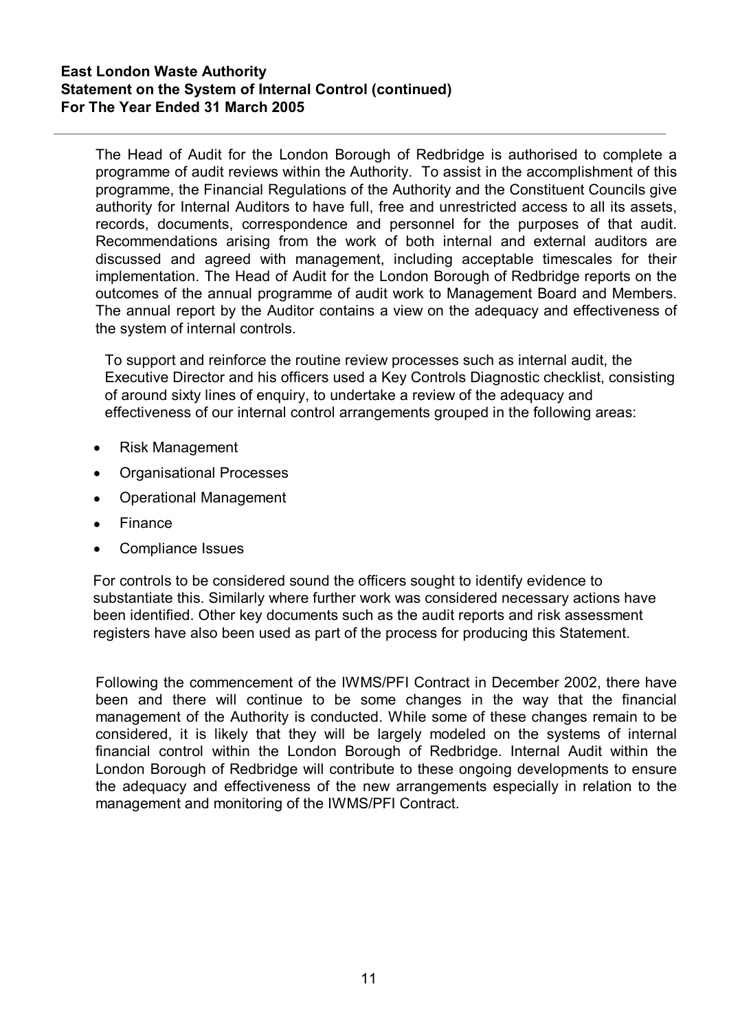The Head of Audit for the London Borough of Redbridge is authorised to complete a programme of audit reviews within the Authority. To assist in the accomplishment of this programme, the Financial Regulations of the Authority and the Constituent Councils give authority for Internal Auditors to have full, free and unrestricted access to all its assets, records, documents, correspondence and personnel for the purposes of that audit. Recommendations arising from the work of both internal and external auditors are discussed and agreed with management, including acceptable timescales for their implementation. The Head of Audit for the London Borough of Redbridge reports on the outcomes of the annual programme of audit work to Management Board and Members. The annual report by the Auditor contains a view on the adequacy and effectiveness of the system of internal controls.

To support and reinforce the routine review processes such as internal audit, the Executive Director and his officers used a Key Controls Diagnostic checklist, consisting of around sixty lines of enquiry, to undertake a review of the adequacy and effectiveness of our internal control arrangements grouped in the following areas:

- Risk Management
- Organisational Processes
- Operational Management
- Finance
- Compliance Issues

For controls to be considered sound the officers sought to identify evidence to substantiate this. Similarly where further work was considered necessary actions have been identified. Other key documents such as the audit reports and risk assessment registers have also been used as part of the process for producing this Statement.

Following the commencement of the IWMS/PFI Contract in December 2002, there have been and there will continue to be some changes in the way that the financial management of the Authority is conducted. While some of these changes remain to be considered, it is likely that they will be largely modeled on the systems of internal financial control within the London Borough of Redbridge. Internal Audit within the London Borough of Redbridge will contribute to these ongoing developments to ensure the adequacy and effectiveness of the new arrangements especially in relation to the management and monitoring of the IWMS/PFI Contract.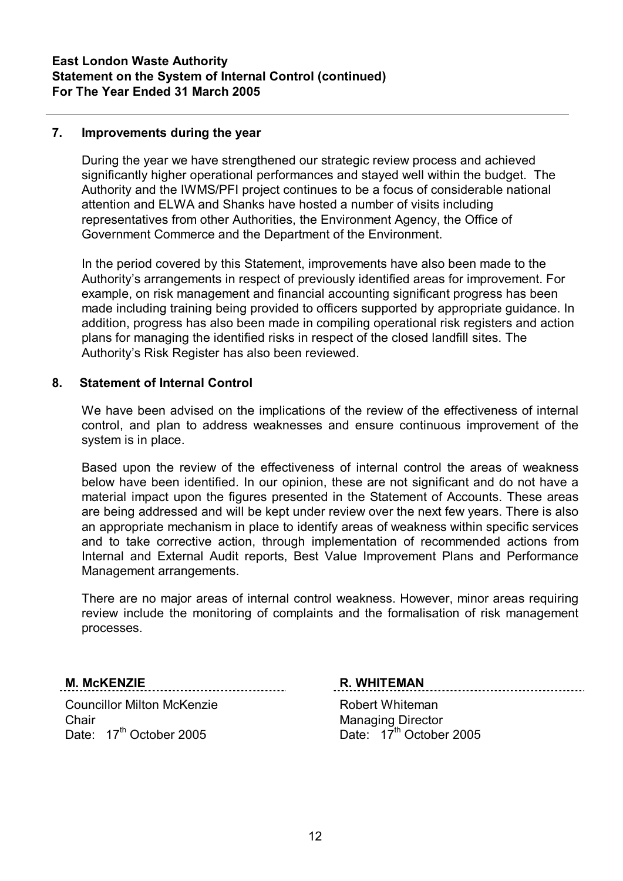**East London Waste Authority**
**Statement on the System of Internal Control (continued)**
**For The Year Ended 31 March 2005**

## 7. Improvements during the year

During the year we have strengthened our strategic review process and achieved significantly higher operational performances and stayed well within the budget. The Authority and the IWMS/PFI project continues to be a focus of considerable national attention and ELWA and Shanks have hosted a number of visits including representatives from other Authorities, the Environment Agency, the Office of Government Commerce and the Department of the Environment.

In the period covered by this Statement, improvements have also been made to the Authority's arrangements in respect of previously identified areas for improvement. For example, on risk management and financial accounting significant progress has been made including training being provided to officers supported by appropriate guidance. In addition, progress has also been made in compiling operational risk registers and action plans for managing the identified risks in respect of the closed landfill sites. The Authority's Risk Register has also been reviewed.

## 8. Statement of Internal Control

We have been advised on the implications of the review of the effectiveness of internal control, and plan to address weaknesses and ensure continuous improvement of the system is in place.

Based upon the review of the effectiveness of internal control the areas of weakness below have been identified. In our opinion, these are not significant and do not have a material impact upon the figures presented in the Statement of Accounts. These areas are being addressed and will be kept under review over the next few years. There is also an appropriate mechanism in place to identify areas of weakness within specific services and to take corrective action, through implementation of recommended actions from Internal and External Audit reports, Best Value Improvement Plans and Performance Management arrangements.

There are no major areas of internal control weakness. However, minor areas requiring review include the monitoring of complaints and the formalisation of risk management processes.

**M. McKENZIE**

Councillor Milton McKenzie
Chair
Date: 17th October 2005

**R. WHITEMAN**

Robert Whiteman
Managing Director
Date: 17th October 2005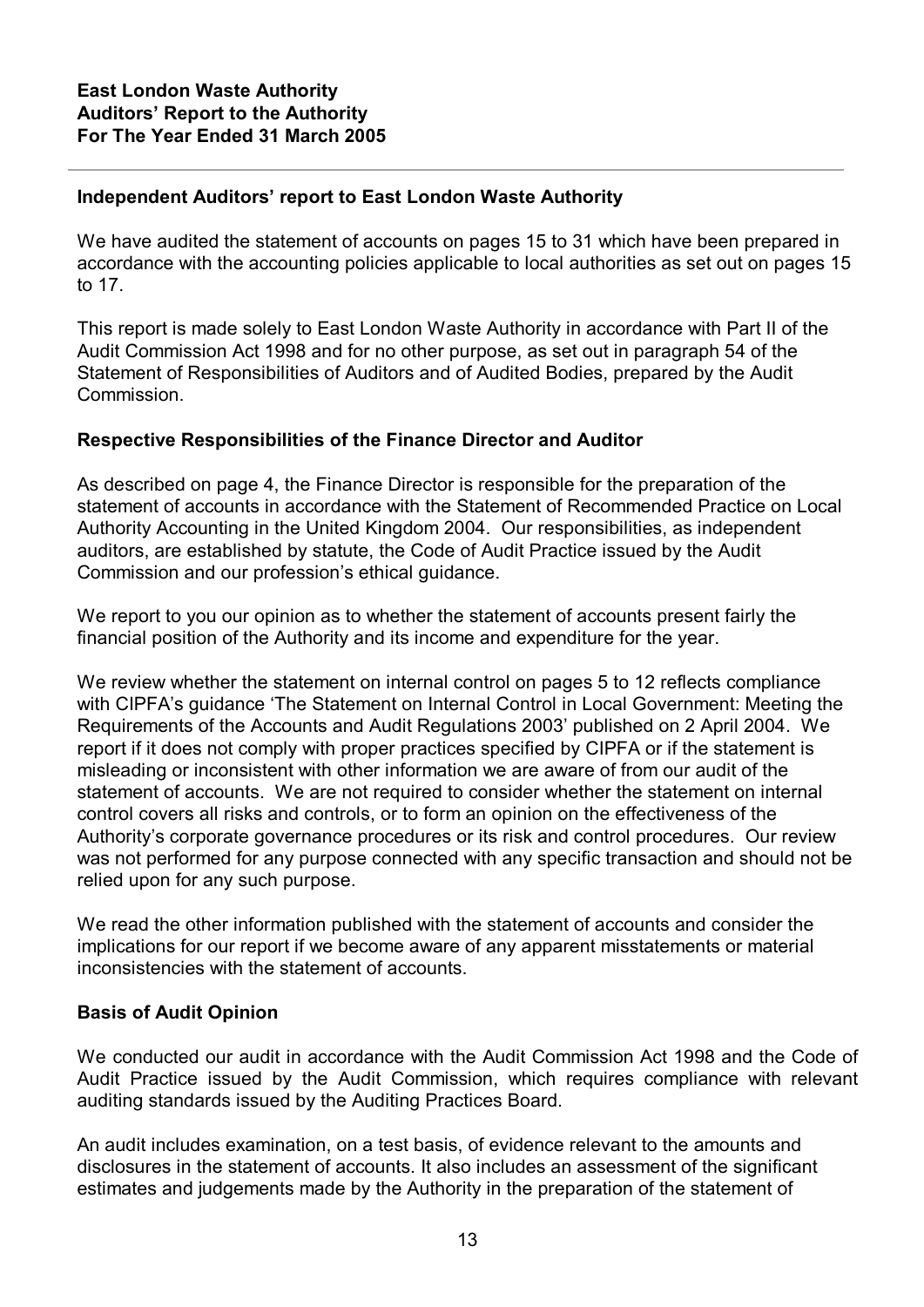**East London Waste Authority**
**Auditors' Report to the Authority**
**For The Year Ended 31 March 2005**

## Independent Auditors' report to East London Waste Authority

We have audited the statement of accounts on pages 15 to 31 which have been prepared in accordance with the accounting policies applicable to local authorities as set out on pages 15 to 17.

This report is made solely to East London Waste Authority in accordance with Part II of the Audit Commission Act 1998 and for no other purpose, as set out in paragraph 54 of the Statement of Responsibilities of Auditors and of Audited Bodies, prepared by the Audit Commission.

### Respective Responsibilities of the Finance Director and Auditor

As described on page 4, the Finance Director is responsible for the preparation of the statement of accounts in accordance with the Statement of Recommended Practice on Local Authority Accounting in the United Kingdom 2004. Our responsibilities, as independent auditors, are established by statute, the Code of Audit Practice issued by the Audit Commission and our profession's ethical guidance.

We report to you our opinion as to whether the statement of accounts present fairly the financial position of the Authority and its income and expenditure for the year.

We review whether the statement on internal control on pages 5 to 12 reflects compliance with CIPFA's guidance 'The Statement on Internal Control in Local Government: Meeting the Requirements of the Accounts and Audit Regulations 2003' published on 2 April 2004. We report if it does not comply with proper practices specified by CIPFA or if the statement is misleading or inconsistent with other information we are aware of from our audit of the statement of accounts. We are not required to consider whether the statement on internal control covers all risks and controls, or to form an opinion on the effectiveness of the Authority's corporate governance procedures or its risk and control procedures. Our review was not performed for any purpose connected with any specific transaction and should not be relied upon for any such purpose.

We read the other information published with the statement of accounts and consider the implications for our report if we become aware of any apparent misstatements or material inconsistencies with the statement of accounts.

### Basis of Audit Opinion

We conducted our audit in accordance with the Audit Commission Act 1998 and the Code of Audit Practice issued by the Audit Commission, which requires compliance with relevant auditing standards issued by the Auditing Practices Board.

An audit includes examination, on a test basis, of evidence relevant to the amounts and disclosures in the statement of accounts. It also includes an assessment of the significant estimates and judgements made by the Authority in the preparation of the statement of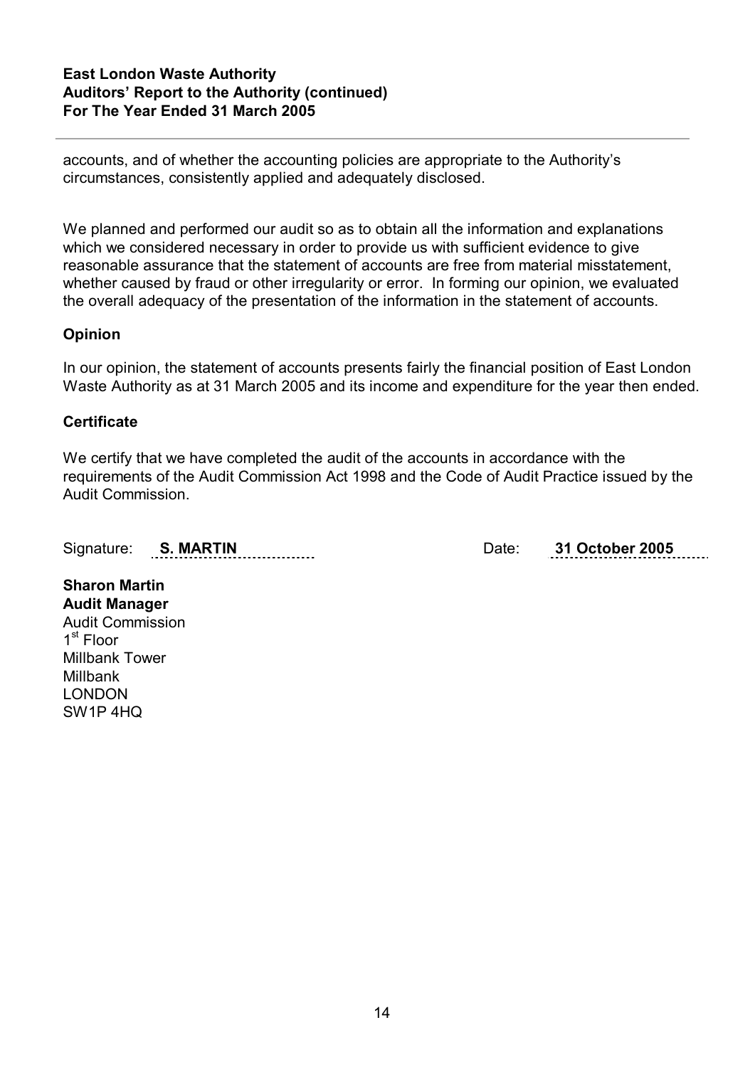accounts, and of whether the accounting policies are appropriate to the Authority's circumstances, consistently applied and adequately disclosed.

We planned and performed our audit so as to obtain all the information and explanations which we considered necessary in order to provide us with sufficient evidence to give reasonable assurance that the statement of accounts are free from material misstatement, whether caused by fraud or other irregularity or error. In forming our opinion, we evaluated the overall adequacy of the presentation of the information in the statement of accounts.

### Opinion

In our opinion, the statement of accounts presents fairly the financial position of East London Waste Authority as at 31 March 2005 and its income and expenditure for the year then ended.

### Certificate

We certify that we have completed the audit of the accounts in accordance with the requirements of the Audit Commission Act 1998 and the Code of Audit Practice issued by the Audit Commission.

Signature: **S. MARTIN** Date: **31 October 2005**

**Sharon Martin**
**Audit Manager**
Audit Commission
1st Floor
Millbank Tower
Millbank
LONDON
SW1P 4HQ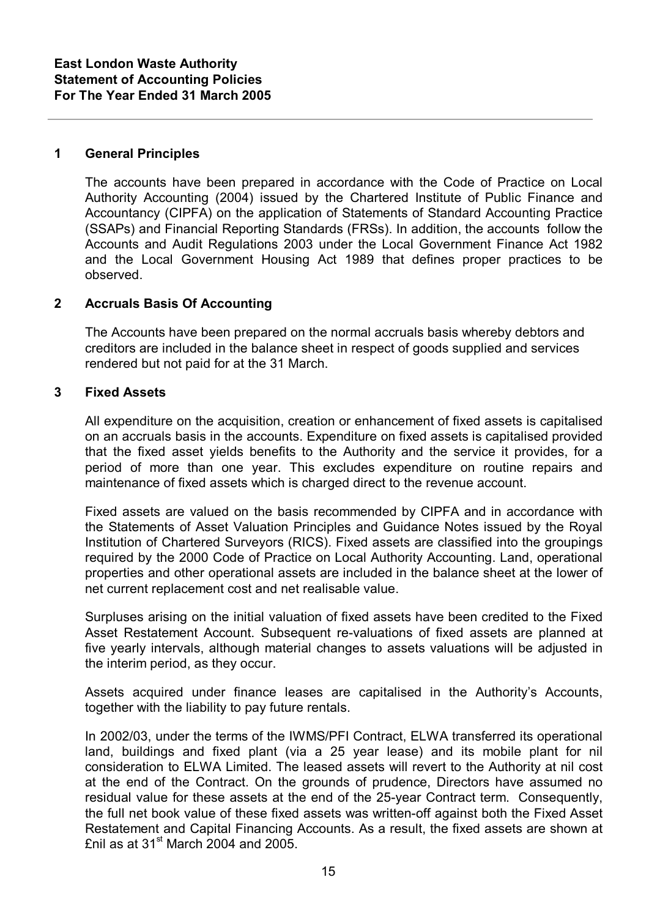**East London Waste Authority**
**Statement of Accounting Policies**
**For The Year Ended 31 March 2005**

## 1 General Principles

The accounts have been prepared in accordance with the Code of Practice on Local Authority Accounting (2004) issued by the Chartered Institute of Public Finance and Accountancy (CIPFA) on the application of Statements of Standard Accounting Practice (SSAPs) and Financial Reporting Standards (FRSs). In addition, the accounts follow the Accounts and Audit Regulations 2003 under the Local Government Finance Act 1982 and the Local Government Housing Act 1989 that defines proper practices to be observed.

## 2 Accruals Basis Of Accounting

The Accounts have been prepared on the normal accruals basis whereby debtors and creditors are included in the balance sheet in respect of goods supplied and services rendered but not paid for at the 31 March.

## 3 Fixed Assets

All expenditure on the acquisition, creation or enhancement of fixed assets is capitalised on an accruals basis in the accounts. Expenditure on fixed assets is capitalised provided that the fixed asset yields benefits to the Authority and the service it provides, for a period of more than one year. This excludes expenditure on routine repairs and maintenance of fixed assets which is charged direct to the revenue account.

Fixed assets are valued on the basis recommended by CIPFA and in accordance with the Statements of Asset Valuation Principles and Guidance Notes issued by the Royal Institution of Chartered Surveyors (RICS). Fixed assets are classified into the groupings required by the 2000 Code of Practice on Local Authority Accounting. Land, operational properties and other operational assets are included in the balance sheet at the lower of net current replacement cost and net realisable value.

Surpluses arising on the initial valuation of fixed assets have been credited to the Fixed Asset Restatement Account. Subsequent re-valuations of fixed assets are planned at five yearly intervals, although material changes to assets valuations will be adjusted in the interim period, as they occur.

Assets acquired under finance leases are capitalised in the Authority's Accounts, together with the liability to pay future rentals.

In 2002/03, under the terms of the IWMS/PFI Contract, ELWA transferred its operational land, buildings and fixed plant (via a 25 year lease) and its mobile plant for nil consideration to ELWA Limited. The leased assets will revert to the Authority at nil cost at the end of the Contract. On the grounds of prudence, Directors have assumed no residual value for these assets at the end of the 25-year Contract term. Consequently, the full net book value of these fixed assets was written-off against both the Fixed Asset Restatement and Capital Financing Accounts. As a result, the fixed assets are shown at £nil as at 31st March 2004 and 2005.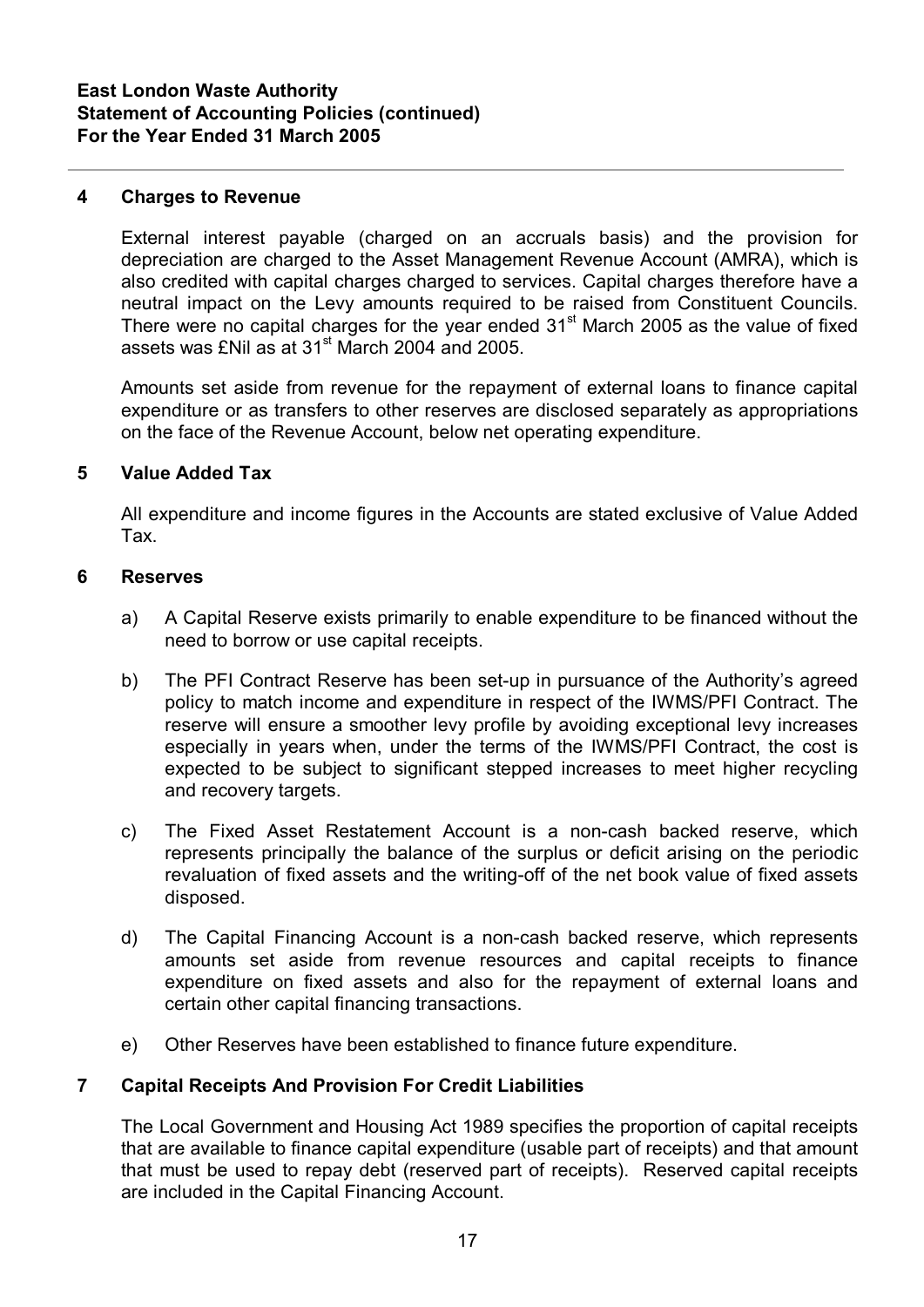**East London Waste Authority**
**Statement of Accounting Policies (continued)**
**For the Year Ended 31 March 2005**

## 4 Charges to Revenue

External interest payable (charged on an accruals basis) and the provision for depreciation are charged to the Asset Management Revenue Account (AMRA), which is also credited with capital charges charged to services. Capital charges therefore have a neutral impact on the Levy amounts required to be raised from Constituent Councils. There were no capital charges for the year ended 31st March 2005 as the value of fixed assets was £Nil as at 31st March 2004 and 2005.

Amounts set aside from revenue for the repayment of external loans to finance capital expenditure or as transfers to other reserves are disclosed separately as appropriations on the face of the Revenue Account, below net operating expenditure.

## 5 Value Added Tax

All expenditure and income figures in the Accounts are stated exclusive of Value Added Tax.

## 6 Reserves

a) A Capital Reserve exists primarily to enable expenditure to be financed without the need to borrow or use capital receipts.

b) The PFI Contract Reserve has been set-up in pursuance of the Authority's agreed policy to match income and expenditure in respect of the IWMS/PFI Contract. The reserve will ensure a smoother levy profile by avoiding exceptional levy increases especially in years when, under the terms of the IWMS/PFI Contract, the cost is expected to be subject to significant stepped increases to meet higher recycling and recovery targets.

c) The Fixed Asset Restatement Account is a non-cash backed reserve, which represents principally the balance of the surplus or deficit arising on the periodic revaluation of fixed assets and the writing-off of the net book value of fixed assets disposed.

d) The Capital Financing Account is a non-cash backed reserve, which represents amounts set aside from revenue resources and capital receipts to finance expenditure on fixed assets and also for the repayment of external loans and certain other capital financing transactions.

e) Other Reserves have been established to finance future expenditure.

## 7 Capital Receipts And Provision For Credit Liabilities

The Local Government and Housing Act 1989 specifies the proportion of capital receipts that are available to finance capital expenditure (usable part of receipts) and that amount that must be used to repay debt (reserved part of receipts). Reserved capital receipts are included in the Capital Financing Account.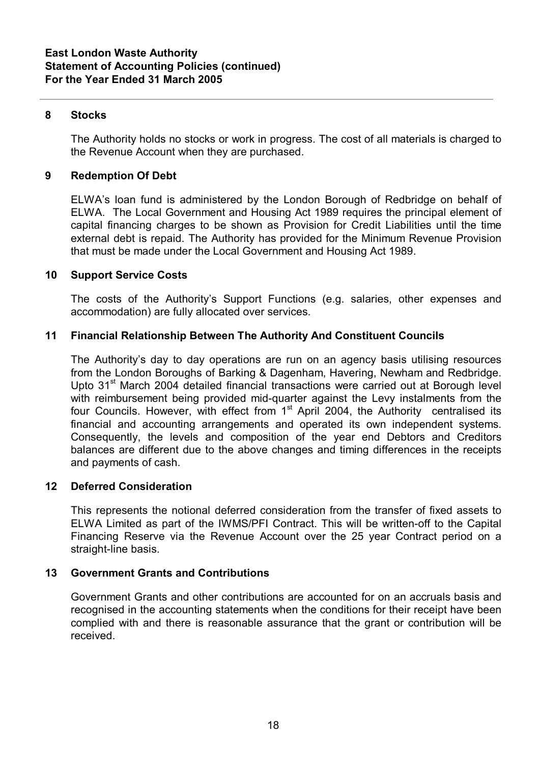**East London Waste Authority**
**Statement of Accounting Policies (continued)**
**For the Year Ended 31 March 2005**

## 8 Stocks

The Authority holds no stocks or work in progress. The cost of all materials is charged to the Revenue Account when they are purchased.

## 9 Redemption Of Debt

ELWA's loan fund is administered by the London Borough of Redbridge on behalf of ELWA. The Local Government and Housing Act 1989 requires the principal element of capital financing charges to be shown as Provision for Credit Liabilities until the time external debt is repaid. The Authority has provided for the Minimum Revenue Provision that must be made under the Local Government and Housing Act 1989.

## 10 Support Service Costs

The costs of the Authority's Support Functions (e.g. salaries, other expenses and accommodation) are fully allocated over services.

## 11 Financial Relationship Between The Authority And Constituent Councils

The Authority's day to day operations are run on an agency basis utilising resources from the London Boroughs of Barking & Dagenham, Havering, Newham and Redbridge. Upto 31st March 2004 detailed financial transactions were carried out at Borough level with reimbursement being provided mid-quarter against the Levy instalments from the four Councils. However, with effect from 1st April 2004, the Authority centralised its financial and accounting arrangements and operated its own independent systems. Consequently, the levels and composition of the year end Debtors and Creditors balances are different due to the above changes and timing differences in the receipts and payments of cash.

## 12 Deferred Consideration

This represents the notional deferred consideration from the transfer of fixed assets to ELWA Limited as part of the IWMS/PFI Contract. This will be written-off to the Capital Financing Reserve via the Revenue Account over the 25 year Contract period on a straight-line basis.

## 13 Government Grants and Contributions

Government Grants and other contributions are accounted for on an accruals basis and recognised in the accounting statements when the conditions for their receipt have been complied with and there is reasonable assurance that the grant or contribution will be received.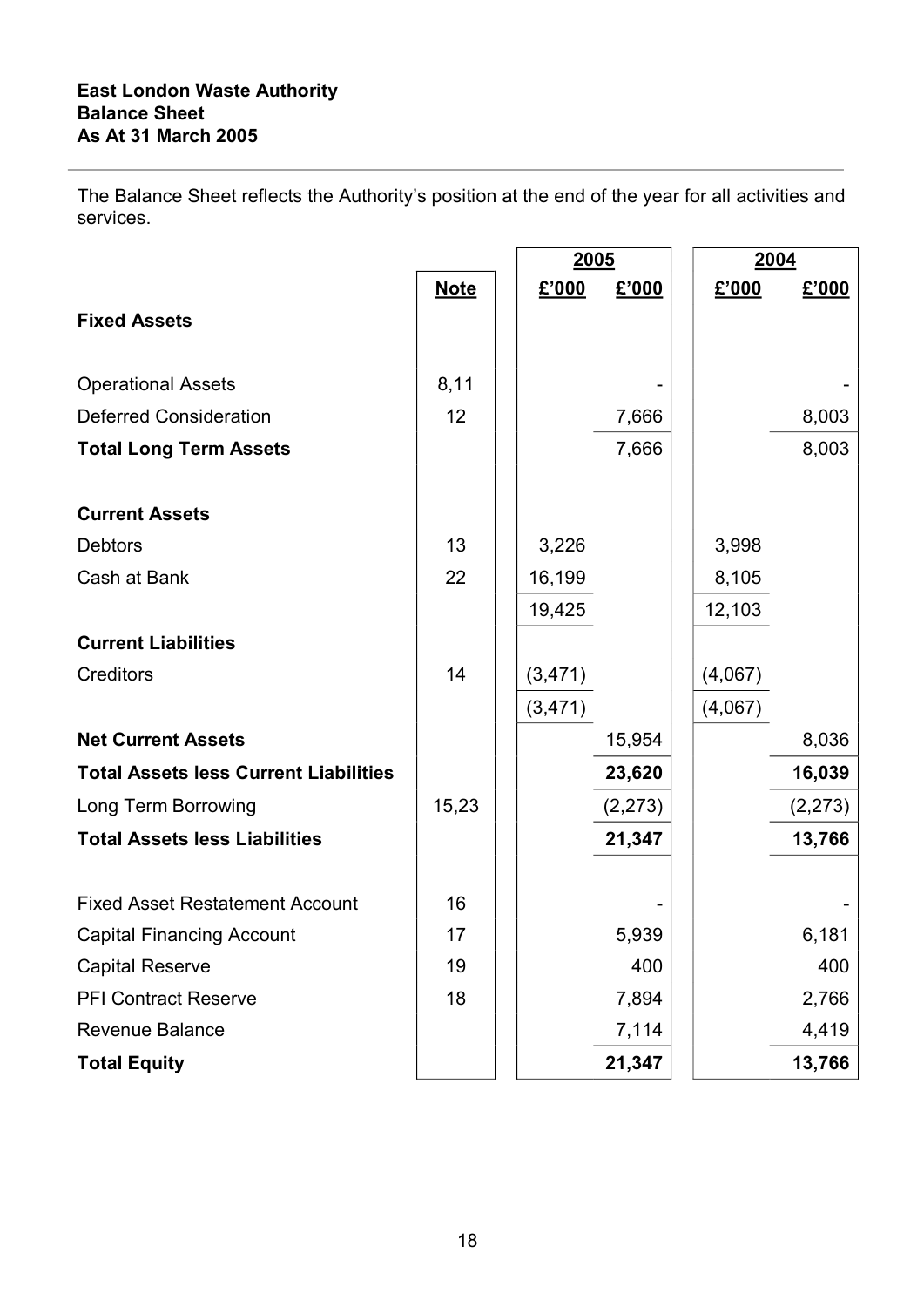**East London Waste Authority**
**Balance Sheet**
**As At 31 March 2005**

The Balance Sheet reflects the Authority's position at the end of the year for all activities and services.

| | | 2005 | | 2004 | |
|---|---|---|---|---|---|
| | **Note** | **£'000** | **£'000** | **£'000** | **£'000** |
| **Fixed Assets** | | | | | |
| Operational Assets | 8,11 | | - | | - |
| Deferred Consideration | 12 | | 7,666 | | 8,003 |
| **Total Long Term Assets** | | | 7,666 | | 8,003 |
| **Current Assets** | | | | | |
| Debtors | 13 | 3,226 | | 3,998 | |
| Cash at Bank | 22 | 16,199 | | 8,105 | |
| | | 19,425 | | 12,103 | |
| **Current Liabilities** | | | | | |
| Creditors | 14 | (3,471) | | (4,067) | |
| | | (3,471) | | (4,067) | |
| **Net Current Assets** | | | 15,954 | | 8,036 |
| **Total Assets less Current Liabilities** | | | **23,620** | | **16,039** |
| Long Term Borrowing | 15,23 | | (2,273) | | (2,273) |
| **Total Assets less Liabilities** | | | **21,347** | | **13,766** |
| Fixed Asset Restatement Account | 16 | | - | | - |
| Capital Financing Account | 17 | | 5,939 | | 6,181 |
| Capital Reserve | 19 | | 400 | | 400 |
| PFI Contract Reserve | 18 | | 7,894 | | 2,766 |
| Revenue Balance | | | 7,114 | | 4,419 |
| **Total Equity** | | | **21,347** | | **13,766** |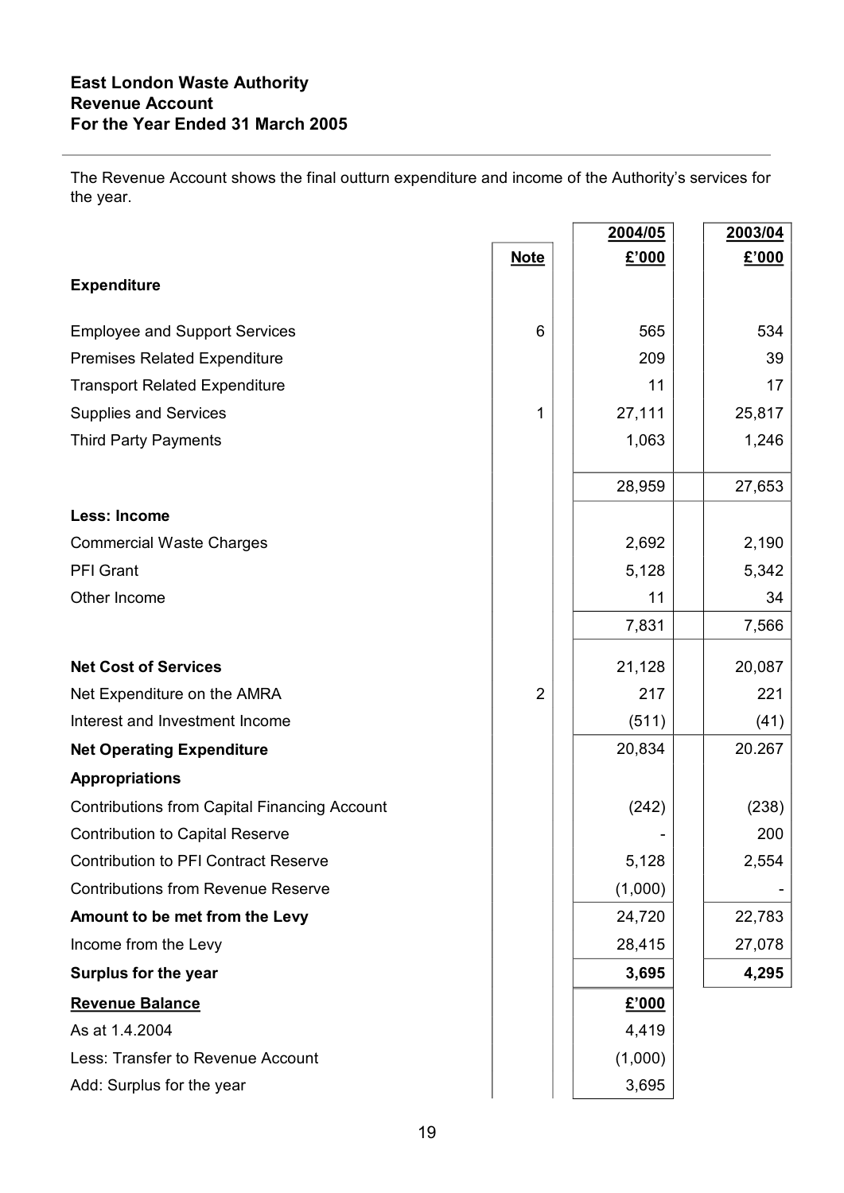**East London Waste Authority**
**Revenue Account**
**For the Year Ended 31 March 2005**

The Revenue Account shows the final outturn expenditure and income of the Authority's services for the year.

| | Note | 2004/05 £'000 | 2003/04 £'000 |
|---|---|---|---|
| **Expenditure** | | | |
| Employee and Support Services | 6 | 565 | 534 |
| Premises Related Expenditure | | 209 | 39 |
| Transport Related Expenditure | | 11 | 17 |
| Supplies and Services | 1 | 27,111 | 25,817 |
| Third Party Payments | | 1,063 | 1,246 |
| | | 28,959 | 27,653 |
| **Less: Income** | | | |
| Commercial Waste Charges | | 2,692 | 2,190 |
| PFI Grant | | 5,128 | 5,342 |
| Other Income | | 11 | 34 |
| | | 7,831 | 7,566 |
| **Net Cost of Services** | | 21,128 | 20,087 |
| Net Expenditure on the AMRA | 2 | 217 | 221 |
| Interest and Investment Income | | (511) | (41) |
| **Net Operating Expenditure** | | 20,834 | 20.267 |
| **Appropriations** | | | |
| Contributions from Capital Financing Account | | (242) | (238) |
| Contribution to Capital Reserve | | - | 200 |
| Contribution to PFI Contract Reserve | | 5,128 | 2,554 |
| Contributions from Revenue Reserve | | (1,000) | - |
| **Amount to be met from the Levy** | | 24,720 | 22,783 |
| Income from the Levy | | 28,415 | 27,078 |
| **Surplus for the year** | | **3,695** | **4,295** |

| **Revenue Balance** | £'000 |
|---|---|
| As at 1.4.2004 | 4,419 |
| Less: Transfer to Revenue Account | (1,000) |
| Add: Surplus for the year | 3,695 |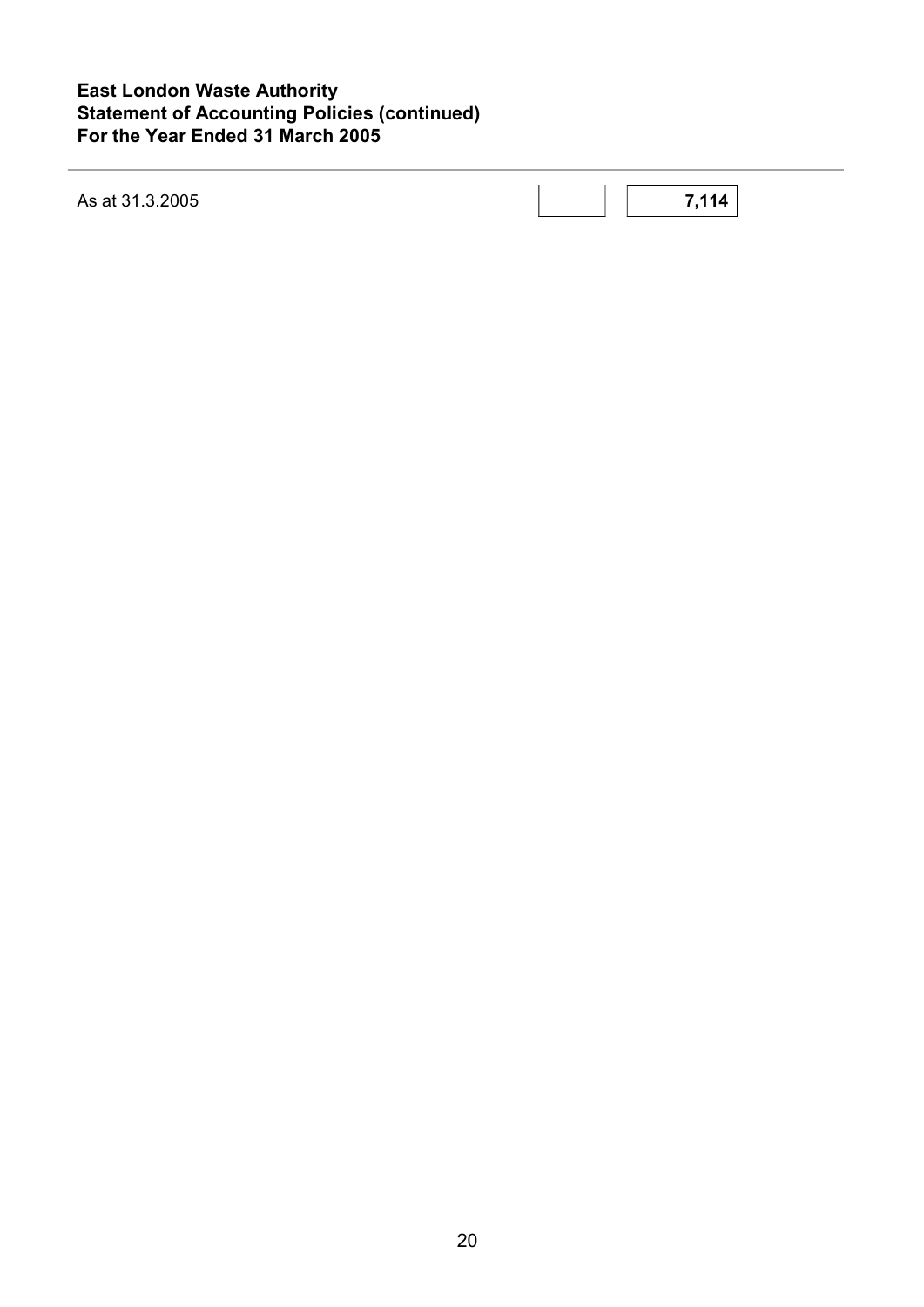**East London Waste Authority**
**Statement of Accounting Policies (continued)**
**For the Year Ended 31 March 2005**

| | | |
|---|---|---|
| As at 31.3.2005 | | **7,114** |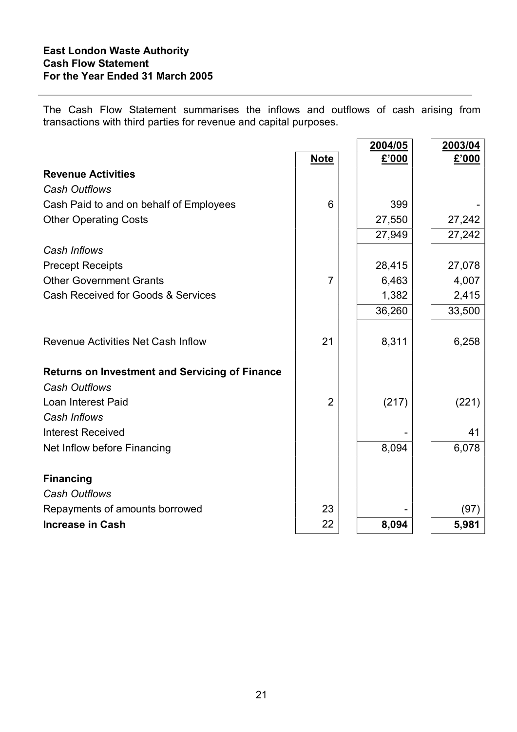**East London Waste Authority**
**Cash Flow Statement**
**For the Year Ended 31 March 2005**

The Cash Flow Statement summarises the inflows and outflows of cash arising from transactions with third parties for revenue and capital purposes.

| | Note | 2004/05 £'000 | 2003/04 £'000 |
|---|---|---|---|
| **Revenue Activities** | | | |
| *Cash Outflows* | | | |
| Cash Paid to and on behalf of Employees | 6 | 399 | - |
| Other Operating Costs | | 27,550 | 27,242 |
| | | 27,949 | 27,242 |
| *Cash Inflows* | | | |
| Precept Receipts | | 28,415 | 27,078 |
| Other Government Grants | 7 | 6,463 | 4,007 |
| Cash Received for Goods & Services | | 1,382 | 2,415 |
| | | 36,260 | 33,500 |
| Revenue Activities Net Cash Inflow | 21 | 8,311 | 6,258 |
| **Returns on Investment and Servicing of Finance** | | | |
| *Cash Outflows* | | | |
| Loan Interest Paid | 2 | (217) | (221) |
| *Cash Inflows* | | | |
| Interest Received | | - | 41 |
| Net Inflow before Financing | | 8,094 | 6,078 |
| **Financing** | | | |
| *Cash Outflows* | | | |
| Repayments of amounts borrowed | 23 | - | (97) |
| **Increase in Cash** | 22 | **8,094** | **5,981** |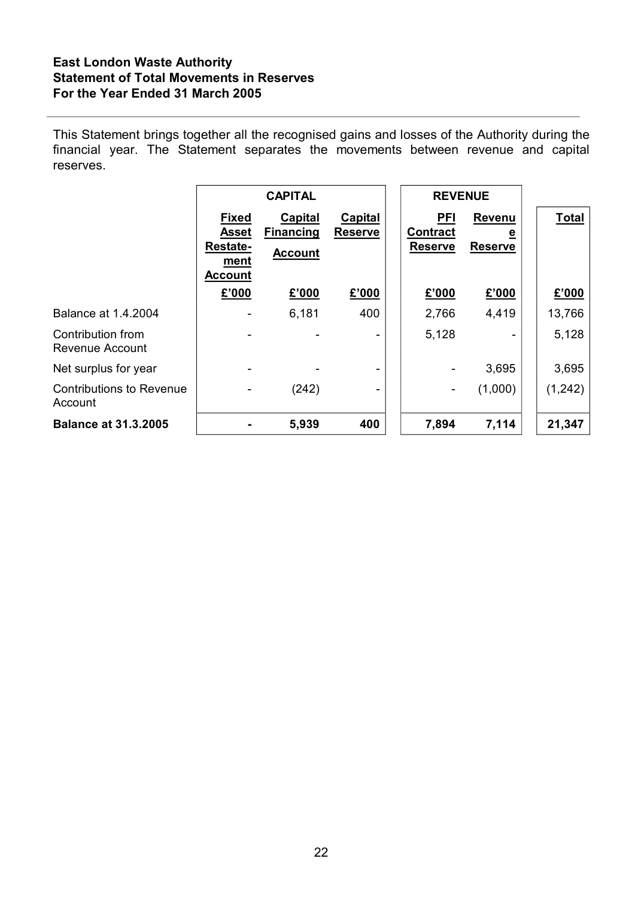**East London Waste Authority**
**Statement of Total Movements in Reserves**
**For the Year Ended 31 March 2005**

This Statement brings together all the recognised gains and losses of the Authority during the financial year. The Statement separates the movements between revenue and capital reserves.

| | CAPITAL | | | REVENUE | | |
|---|---|---|---|---|---|---|
| | Fixed Asset Restate-ment Account | Capital Financing Account | Capital Reserve | PFI Contract Reserve | Revenue Reserve | Total |
| | £'000 | £'000 | £'000 | £'000 | £'000 | £'000 |
| Balance at 1.4.2004 | - | 6,181 | 400 | 2,766 | 4,419 | 13,766 |
| Contribution from Revenue Account | - | - | - | 5,128 | - | 5,128 |
| Net surplus for year | - | - | - | - | 3,695 | 3,695 |
| Contributions to Revenue Account | - | (242) | - | - | (1,000) | (1,242) |
| **Balance at 31.3.2005** | **-** | **5,939** | **400** | **7,894** | **7,114** | **21,347** |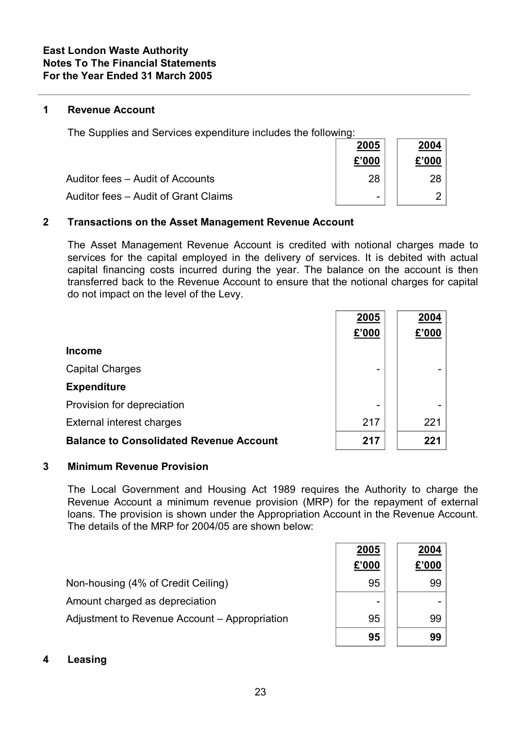**East London Waste Authority**
**Notes To The Financial Statements**
**For the Year Ended 31 March 2005**

## 1 Revenue Account

The Supplies and Services expenditure includes the following:

| | 2005 £'000 | 2004 £'000 |
|---|---|---|
| Auditor fees – Audit of Accounts | 28 | 28 |
| Auditor fees – Audit of Grant Claims | - | 2 |

## 2 Transactions on the Asset Management Revenue Account

The Asset Management Revenue Account is credited with notional charges made to services for the capital employed in the delivery of services. It is debited with actual capital financing costs incurred during the year. The balance on the account is then transferred back to the Revenue Account to ensure that the notional charges for capital do not impact on the level of the Levy.

| | 2005 £'000 | 2004 £'000 |
|---|---|---|
| **Income** | | |
| Capital Charges | - | - |
| **Expenditure** | | |
| Provision for depreciation | - | - |
| External interest charges | 217 | 221 |
| **Balance to Consolidated Revenue Account** | **217** | **221** |

## 3 Minimum Revenue Provision

The Local Government and Housing Act 1989 requires the Authority to charge the Revenue Account a minimum revenue provision (MRP) for the repayment of external loans. The provision is shown under the Appropriation Account in the Revenue Account. The details of the MRP for 2004/05 are shown below:

| | 2005 £'000 | 2004 £'000 |
|---|---|---|
| Non-housing (4% of Credit Ceiling) | 95 | 99 |
| Amount charged as depreciation | - | - |
| Adjustment to Revenue Account – Appropriation | 95 | 99 |
| | **95** | **99** |

## 4 Leasing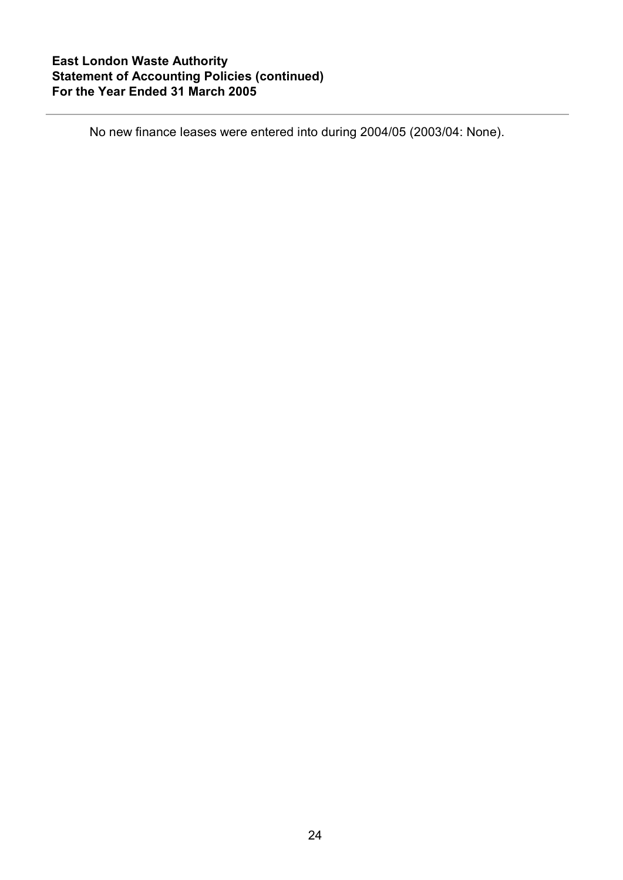No new finance leases were entered into during 2004/05 (2003/04: None).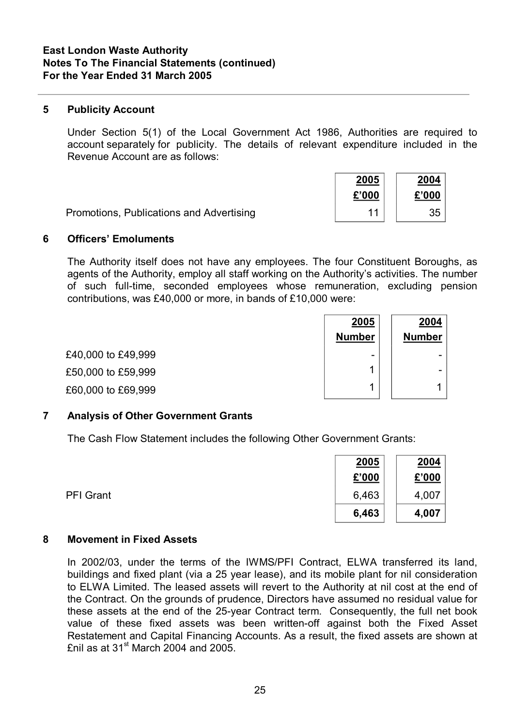**East London Waste Authority**
**Notes To The Financial Statements (continued)**
**For the Year Ended 31 March 2005**

## 5 Publicity Account

Under Section 5(1) of the Local Government Act 1986, Authorities are required to account separately for publicity. The details of relevant expenditure included in the Revenue Account are as follows:

| | 2005<br>£'000 | 2004<br>£'000 |
|---|---|---|
| Promotions, Publications and Advertising | 11 | 35 |

## 6 Officers' Emoluments

The Authority itself does not have any employees. The four Constituent Boroughs, as agents of the Authority, employ all staff working on the Authority's activities. The number of such full-time, seconded employees whose remuneration, excluding pension contributions, was £40,000 or more, in bands of £10,000 were:

| | 2005<br>Number | 2004<br>Number |
|---|---|---|
| £40,000 to £49,999 | - | - |
| £50,000 to £59,999 | 1 | - |
| £60,000 to £69,999 | 1 | 1 |

## 7 Analysis of Other Government Grants

The Cash Flow Statement includes the following Other Government Grants:

| | 2005<br>£'000 | 2004<br>£'000 |
|---|---|---|
| PFI Grant | 6,463 | 4,007 |
| | **6,463** | **4,007** |

## 8 Movement in Fixed Assets

In 2002/03, under the terms of the IWMS/PFI Contract, ELWA transferred its land, buildings and fixed plant (via a 25 year lease), and its mobile plant for nil consideration to ELWA Limited. The leased assets will revert to the Authority at nil cost at the end of the Contract. On the grounds of prudence, Directors have assumed no residual value for these assets at the end of the 25-year Contract term. Consequently, the full net book value of these fixed assets was been written-off against both the Fixed Asset Restatement and Capital Financing Accounts. As a result, the fixed assets are shown at £nil as at 31st March 2004 and 2005.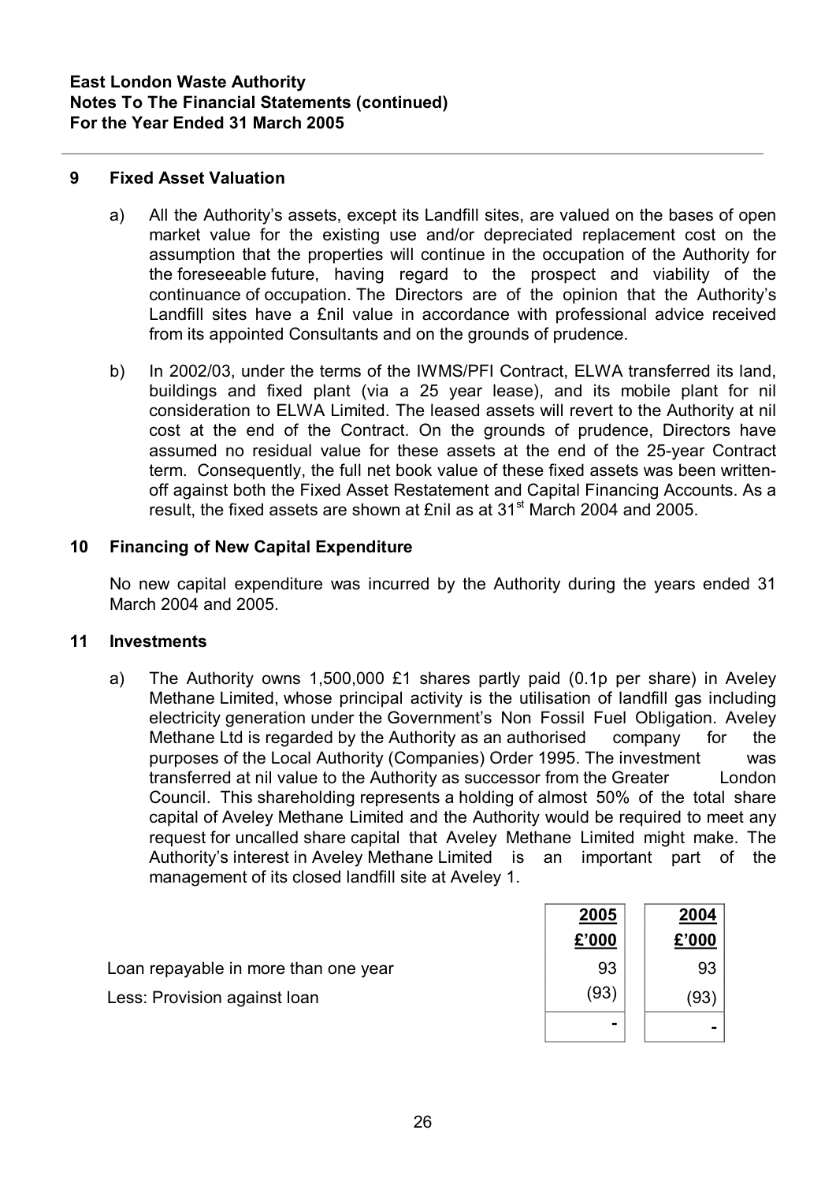**East London Waste Authority**
**Notes To The Financial Statements (continued)**
**For the Year Ended 31 March 2005**

## 9 Fixed Asset Valuation

a) All the Authority's assets, except its Landfill sites, are valued on the bases of open market value for the existing use and/or depreciated replacement cost on the assumption that the properties will continue in the occupation of the Authority for the foreseeable future, having regard to the prospect and viability of the continuance of occupation. The Directors are of the opinion that the Authority's Landfill sites have a £nil value in accordance with professional advice received from its appointed Consultants and on the grounds of prudence.

b) In 2002/03, under the terms of the IWMS/PFI Contract, ELWA transferred its land, buildings and fixed plant (via a 25 year lease), and its mobile plant for nil consideration to ELWA Limited. The leased assets will revert to the Authority at nil cost at the end of the Contract. On the grounds of prudence, Directors have assumed no residual value for these assets at the end of the 25-year Contract term. Consequently, the full net book value of these fixed assets was been written-off against both the Fixed Asset Restatement and Capital Financing Accounts. As a result, the fixed assets are shown at £nil as at 31st March 2004 and 2005.

## 10 Financing of New Capital Expenditure

No new capital expenditure was incurred by the Authority during the years ended 31 March 2004 and 2005.

## 11 Investments

a) The Authority owns 1,500,000 £1 shares partly paid (0.1p per share) in Aveley Methane Limited, whose principal activity is the utilisation of landfill gas including electricity generation under the Government's Non Fossil Fuel Obligation. Aveley Methane Ltd is regarded by the Authority as an authorised company for the purposes of the Local Authority (Companies) Order 1995. The investment was transferred at nil value to the Authority as successor from the Greater London Council. This shareholding represents a holding of almost 50% of the total share capital of Aveley Methane Limited and the Authority would be required to meet any request for uncalled share capital that Aveley Methane Limited might make. The Authority's interest in Aveley Methane Limited is an important part of the management of its closed landfill site at Aveley 1.

| | 2005 £'000 | 2004 £'000 |
|---|---|---|
| Loan repayable in more than one year | 93 | 93 |
| Less: Provision against loan | (93) | (93) |
| | - | - |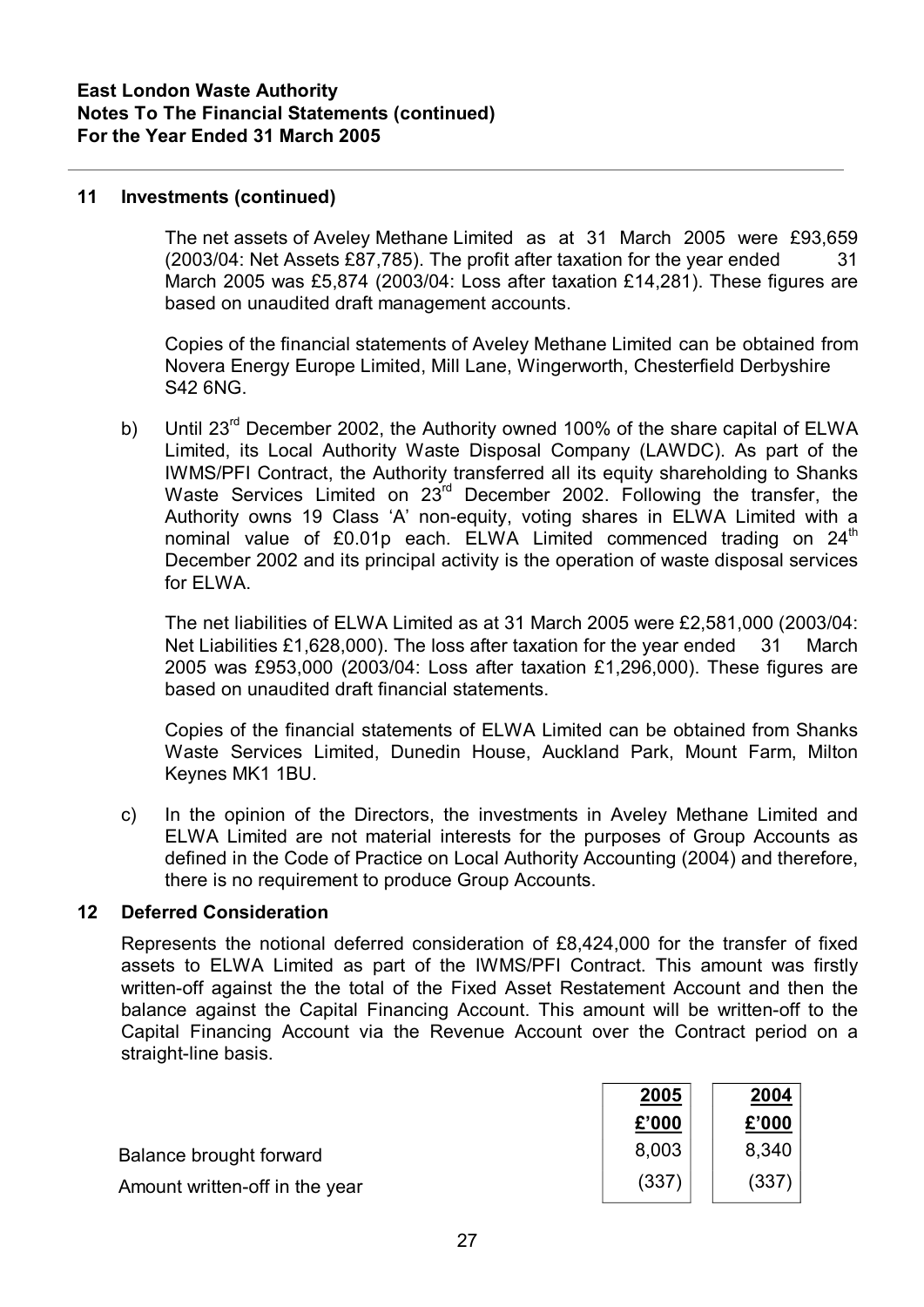**East London Waste Authority**
**Notes To The Financial Statements (continued)**
**For the Year Ended 31 March 2005**

## 11 Investments (continued)

The net assets of Aveley Methane Limited as at 31 March 2005 were £93,659 (2003/04: Net Assets £87,785). The profit after taxation for the year ended 31 March 2005 was £5,874 (2003/04: Loss after taxation £14,281). These figures are based on unaudited draft management accounts.

Copies of the financial statements of Aveley Methane Limited can be obtained from Novera Energy Europe Limited, Mill Lane, Wingerworth, Chesterfield Derbyshire S42 6NG.

b) Until 23rd December 2002, the Authority owned 100% of the share capital of ELWA Limited, its Local Authority Waste Disposal Company (LAWDC). As part of the IWMS/PFI Contract, the Authority transferred all its equity shareholding to Shanks Waste Services Limited on 23rd December 2002. Following the transfer, the Authority owns 19 Class 'A' non-equity, voting shares in ELWA Limited with a nominal value of £0.01p each. ELWA Limited commenced trading on 24th December 2002 and its principal activity is the operation of waste disposal services for ELWA.

The net liabilities of ELWA Limited as at 31 March 2005 were £2,581,000 (2003/04: Net Liabilities £1,628,000). The loss after taxation for the year ended 31 March 2005 was £953,000 (2003/04: Loss after taxation £1,296,000). These figures are based on unaudited draft financial statements.

Copies of the financial statements of ELWA Limited can be obtained from Shanks Waste Services Limited, Dunedin House, Auckland Park, Mount Farm, Milton Keynes MK1 1BU.

c) In the opinion of the Directors, the investments in Aveley Methane Limited and ELWA Limited are not material interests for the purposes of Group Accounts as defined in the Code of Practice on Local Authority Accounting (2004) and therefore, there is no requirement to produce Group Accounts.

## 12 Deferred Consideration

Represents the notional deferred consideration of £8,424,000 for the transfer of fixed assets to ELWA Limited as part of the IWMS/PFI Contract. This amount was firstly written-off against the the total of the Fixed Asset Restatement Account and then the balance against the Capital Financing Account. This amount will be written-off to the Capital Financing Account via the Revenue Account over the Contract period on a straight-line basis.

| | 2005 £'000 | 2004 £'000 |
|---|---|---|
| Balance brought forward | 8,003 | 8,340 |
| Amount written-off in the year | (337) | (337) |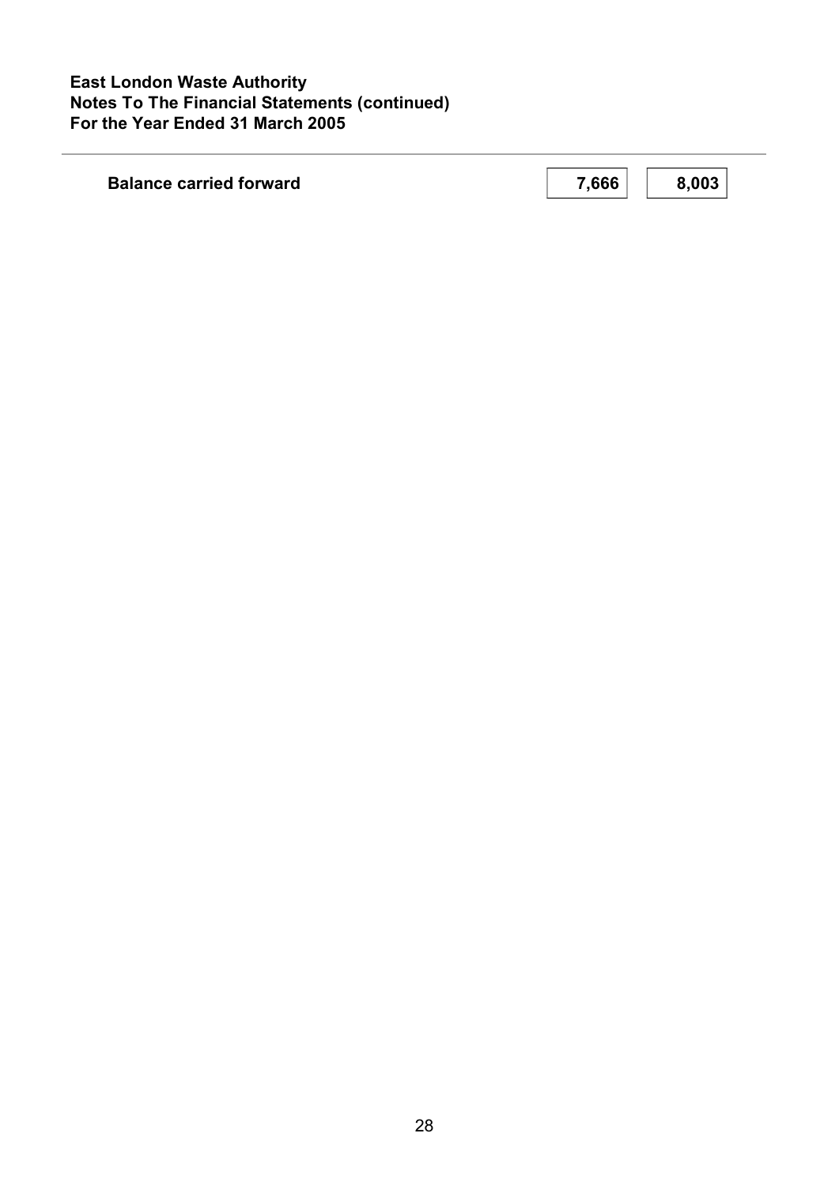| | | |
|---|---|---|
| **Balance carried forward** | **7,666** | **8,003** |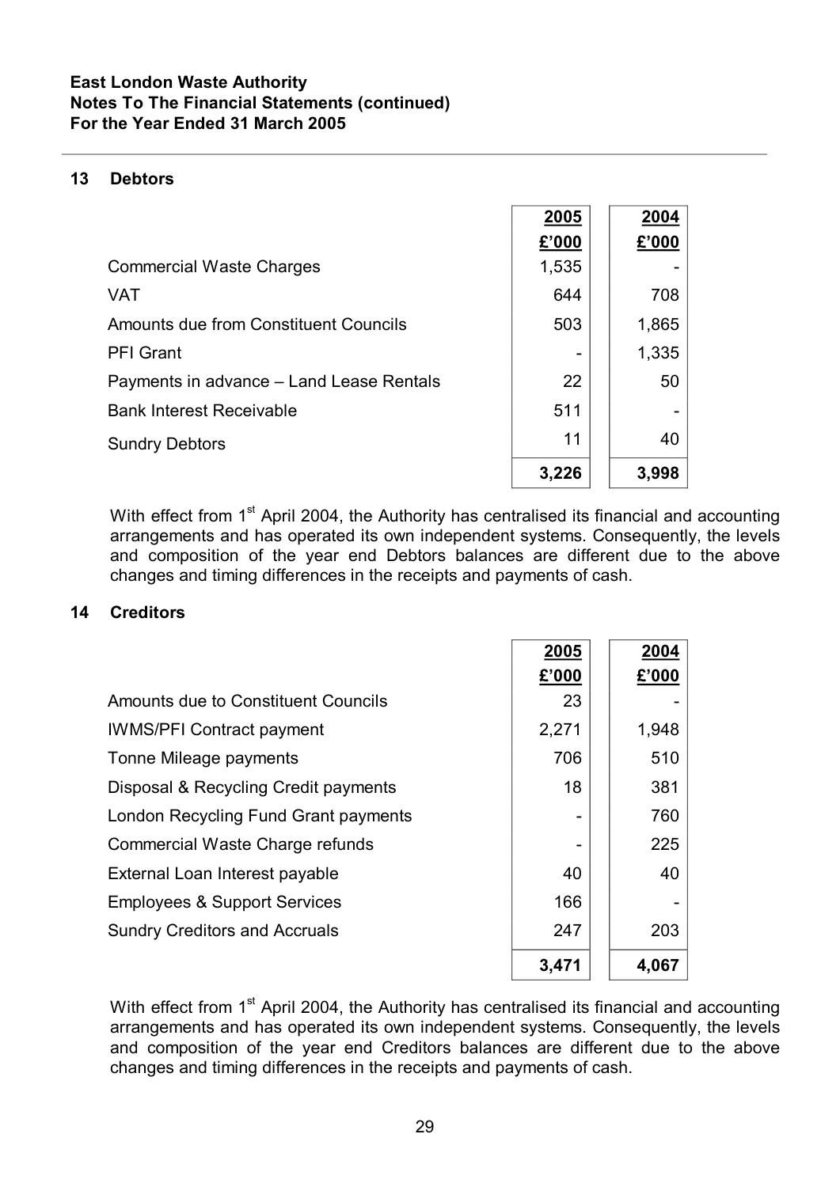**East London Waste Authority**
**Notes To The Financial Statements (continued)**
**For the Year Ended 31 March 2005**

## 13 Debtors

| | 2005 | 2004 |
|---|---|---|
| | £'000 | £'000 |
| Commercial Waste Charges | 1,535 | - |
| VAT | 644 | 708 |
| Amounts due from Constituent Councils | 503 | 1,865 |
| PFI Grant | - | 1,335 |
| Payments in advance – Land Lease Rentals | 22 | 50 |
| Bank Interest Receivable | 511 | - |
| Sundry Debtors | 11 | 40 |
| | **3,226** | **3,998** |

With effect from 1st April 2004, the Authority has centralised its financial and accounting arrangements and has operated its own independent systems. Consequently, the levels and composition of the year end Debtors balances are different due to the above changes and timing differences in the receipts and payments of cash.

## 14 Creditors

| | 2005 | 2004 |
|---|---|---|
| | £'000 | £'000 |
| Amounts due to Constituent Councils | 23 | - |
| IWMS/PFI Contract payment | 2,271 | 1,948 |
| Tonne Mileage payments | 706 | 510 |
| Disposal & Recycling Credit payments | 18 | 381 |
| London Recycling Fund Grant payments | - | 760 |
| Commercial Waste Charge refunds | - | 225 |
| External Loan Interest payable | 40 | 40 |
| Employees & Support Services | 166 | - |
| Sundry Creditors and Accruals | 247 | 203 |
| | **3,471** | **4,067** |

With effect from 1st April 2004, the Authority has centralised its financial and accounting arrangements and has operated its own independent systems. Consequently, the levels and composition of the year end Creditors balances are different due to the above changes and timing differences in the receipts and payments of cash.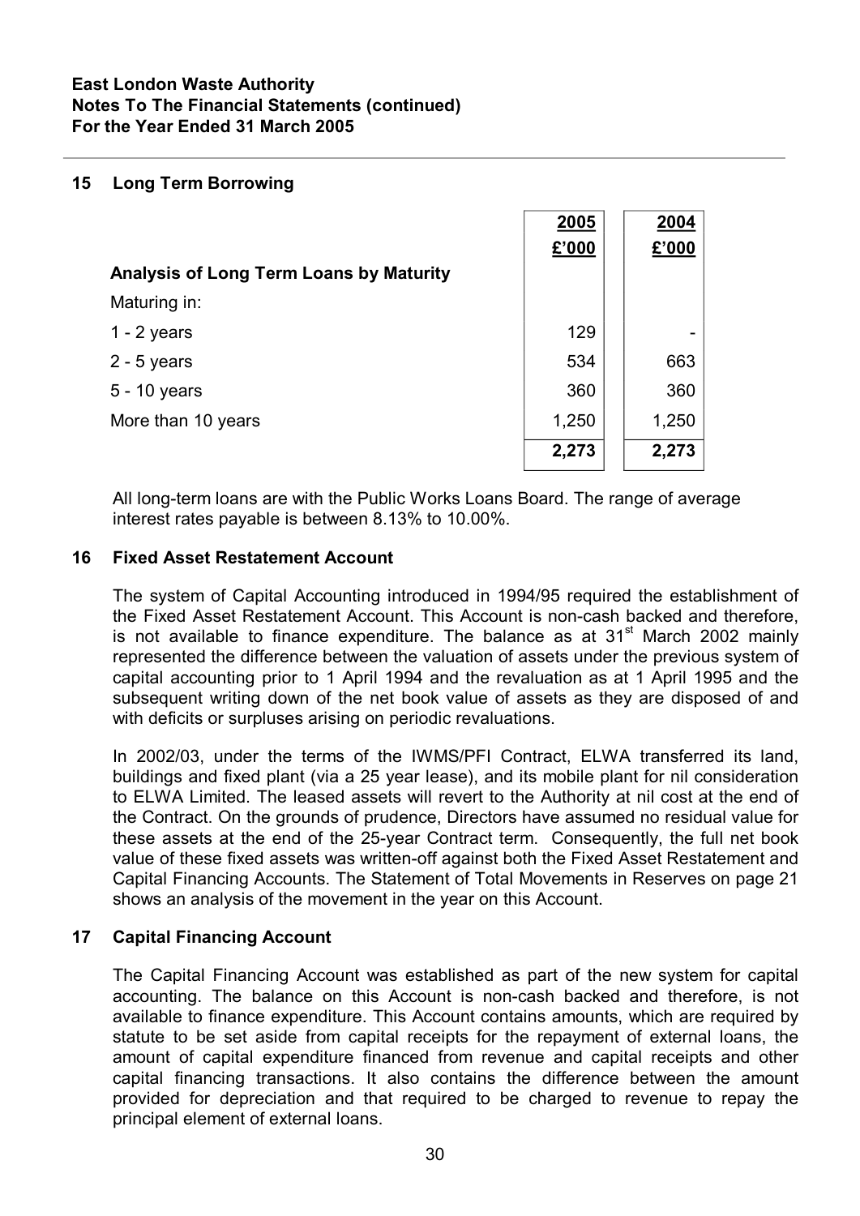**East London Waste Authority**
**Notes To The Financial Statements (continued)**
**For the Year Ended 31 March 2005**

## 15 Long Term Borrowing

| | 2005 £'000 | 2004 £'000 |
|---|---|---|
| **Analysis of Long Term Loans by Maturity** | | |
| Maturing in: | | |
| 1 - 2 years | 129 | - |
| 2 - 5 years | 534 | 663 |
| 5 - 10 years | 360 | 360 |
| More than 10 years | 1,250 | 1,250 |
| | **2,273** | **2,273** |

All long-term loans are with the Public Works Loans Board. The range of average interest rates payable is between 8.13% to 10.00%.

## 16 Fixed Asset Restatement Account

The system of Capital Accounting introduced in 1994/95 required the establishment of the Fixed Asset Restatement Account. This Account is non-cash backed and therefore, is not available to finance expenditure. The balance as at 31st March 2002 mainly represented the difference between the valuation of assets under the previous system of capital accounting prior to 1 April 1994 and the revaluation as at 1 April 1995 and the subsequent writing down of the net book value of assets as they are disposed of and with deficits or surpluses arising on periodic revaluations.

In 2002/03, under the terms of the IWMS/PFI Contract, ELWA transferred its land, buildings and fixed plant (via a 25 year lease), and its mobile plant for nil consideration to ELWA Limited. The leased assets will revert to the Authority at nil cost at the end of the Contract. On the grounds of prudence, Directors have assumed no residual value for these assets at the end of the 25-year Contract term. Consequently, the full net book value of these fixed assets was written-off against both the Fixed Asset Restatement and Capital Financing Accounts. The Statement of Total Movements in Reserves on page 21 shows an analysis of the movement in the year on this Account.

## 17 Capital Financing Account

The Capital Financing Account was established as part of the new system for capital accounting. The balance on this Account is non-cash backed and therefore, is not available to finance expenditure. This Account contains amounts, which are required by statute to be set aside from capital receipts for the repayment of external loans, the amount of capital expenditure financed from revenue and capital receipts and other capital financing transactions. It also contains the difference between the amount provided for depreciation and that required to be charged to revenue to repay the principal element of external loans.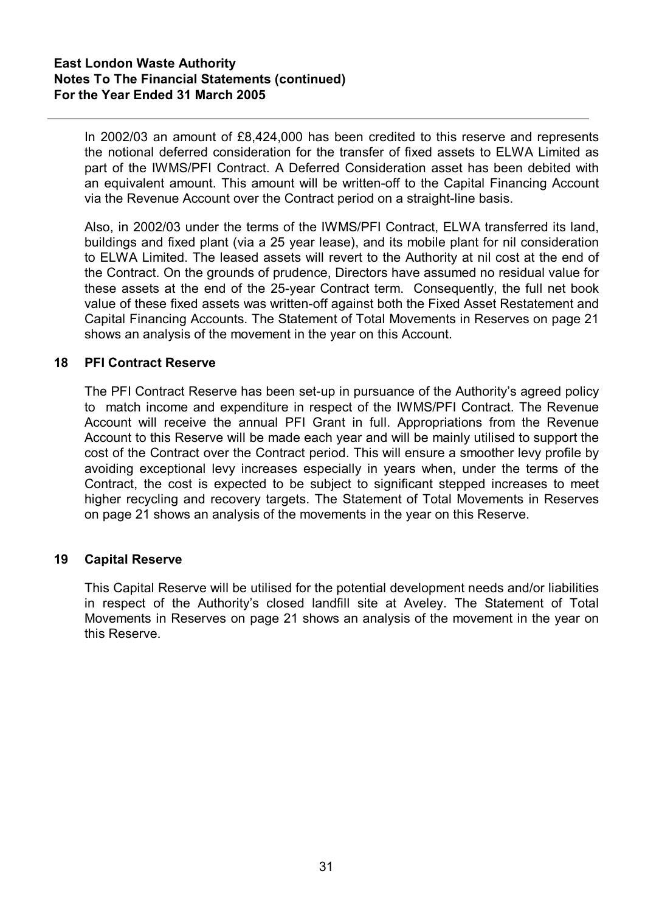In 2002/03 an amount of £8,424,000 has been credited to this reserve and represents the notional deferred consideration for the transfer of fixed assets to ELWA Limited as part of the IWMS/PFI Contract. A Deferred Consideration asset has been debited with an equivalent amount. This amount will be written-off to the Capital Financing Account via the Revenue Account over the Contract period on a straight-line basis.

Also, in 2002/03 under the terms of the IWMS/PFI Contract, ELWA transferred its land, buildings and fixed plant (via a 25 year lease), and its mobile plant for nil consideration to ELWA Limited. The leased assets will revert to the Authority at nil cost at the end of the Contract. On the grounds of prudence, Directors have assumed no residual value for these assets at the end of the 25-year Contract term. Consequently, the full net book value of these fixed assets was written-off against both the Fixed Asset Restatement and Capital Financing Accounts. The Statement of Total Movements in Reserves on page 21 shows an analysis of the movement in the year on this Account.

## 18 PFI Contract Reserve

The PFI Contract Reserve has been set-up in pursuance of the Authority's agreed policy to match income and expenditure in respect of the IWMS/PFI Contract. The Revenue Account will receive the annual PFI Grant in full. Appropriations from the Revenue Account to this Reserve will be made each year and will be mainly utilised to support the cost of the Contract over the Contract period. This will ensure a smoother levy profile by avoiding exceptional levy increases especially in years when, under the terms of the Contract, the cost is expected to be subject to significant stepped increases to meet higher recycling and recovery targets. The Statement of Total Movements in Reserves on page 21 shows an analysis of the movements in the year on this Reserve.

## 19 Capital Reserve

This Capital Reserve will be utilised for the potential development needs and/or liabilities in respect of the Authority's closed landfill site at Aveley. The Statement of Total Movements in Reserves on page 21 shows an analysis of the movement in the year on this Reserve.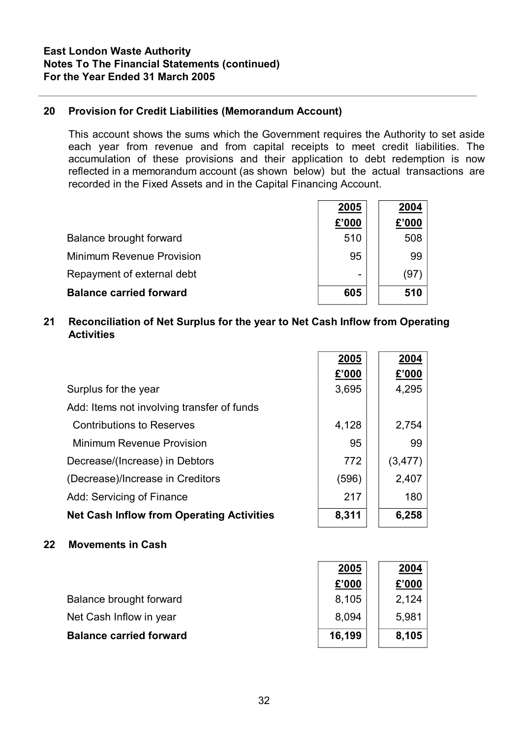**East London Waste Authority**
**Notes To The Financial Statements (continued)**
**For the Year Ended 31 March 2005**

## 20 Provision for Credit Liabilities (Memorandum Account)

This account shows the sums which the Government requires the Authority to set aside each year from revenue and from capital receipts to meet credit liabilities. The accumulation of these provisions and their application to debt redemption is now reflected in a memorandum account (as shown below) but the actual transactions are recorded in the Fixed Assets and in the Capital Financing Account.

| | 2005 | 2004 |
|---|---|---|
| | £'000 | £'000 |
| Balance brought forward | 510 | 508 |
| Minimum Revenue Provision | 95 | 99 |
| Repayment of external debt | - | (97) |
| **Balance carried forward** | **605** | **510** |

## 21 Reconciliation of Net Surplus for the year to Net Cash Inflow from Operating Activities

| | 2005 | 2004 |
|---|---|---|
| | £'000 | £'000 |
| Surplus for the year | 3,695 | 4,295 |
| Add: Items not involving transfer of funds | | |
| Contributions to Reserves | 4,128 | 2,754 |
| Minimum Revenue Provision | 95 | 99 |
| Decrease/(Increase) in Debtors | 772 | (3,477) |
| (Decrease)/Increase in Creditors | (596) | 2,407 |
| Add: Servicing of Finance | 217 | 180 |
| **Net Cash Inflow from Operating Activities** | **8,311** | **6,258** |

## 22 Movements in Cash

| | 2005 | 2004 |
|---|---|---|
| | £'000 | £'000 |
| Balance brought forward | 8,105 | 2,124 |
| Net Cash Inflow in year | 8,094 | 5,981 |
| **Balance carried forward** | **16,199** | **8,105** |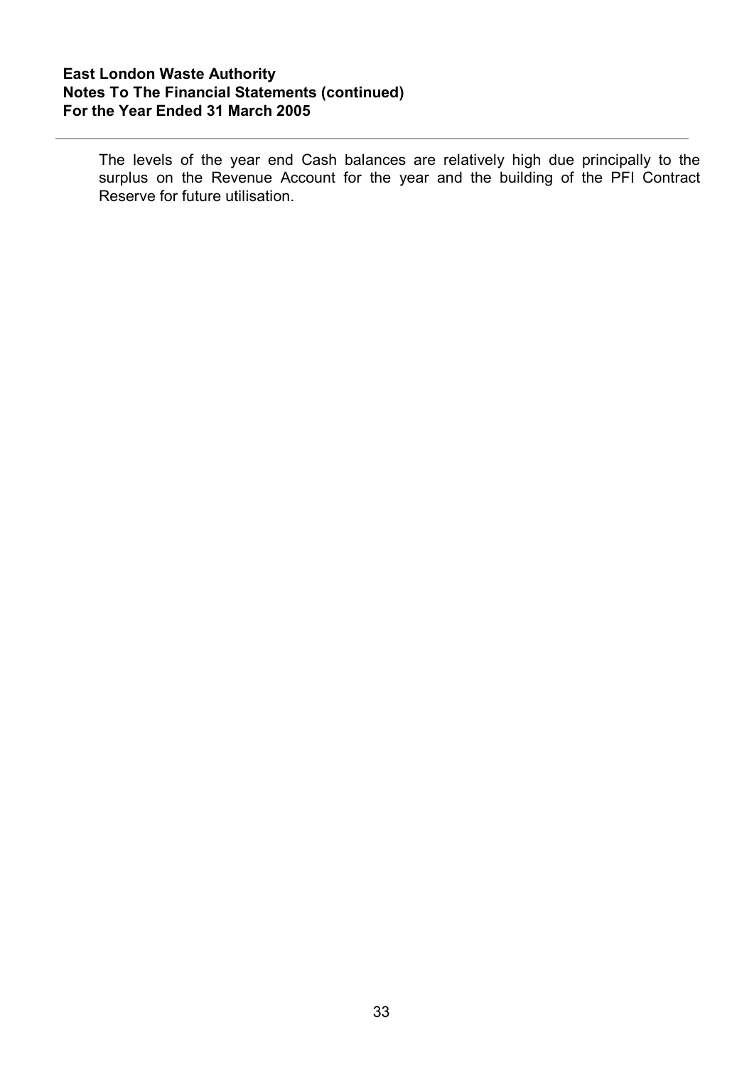The levels of the year end Cash balances are relatively high due principally to the surplus on the Revenue Account for the year and the building of the PFI Contract Reserve for future utilisation.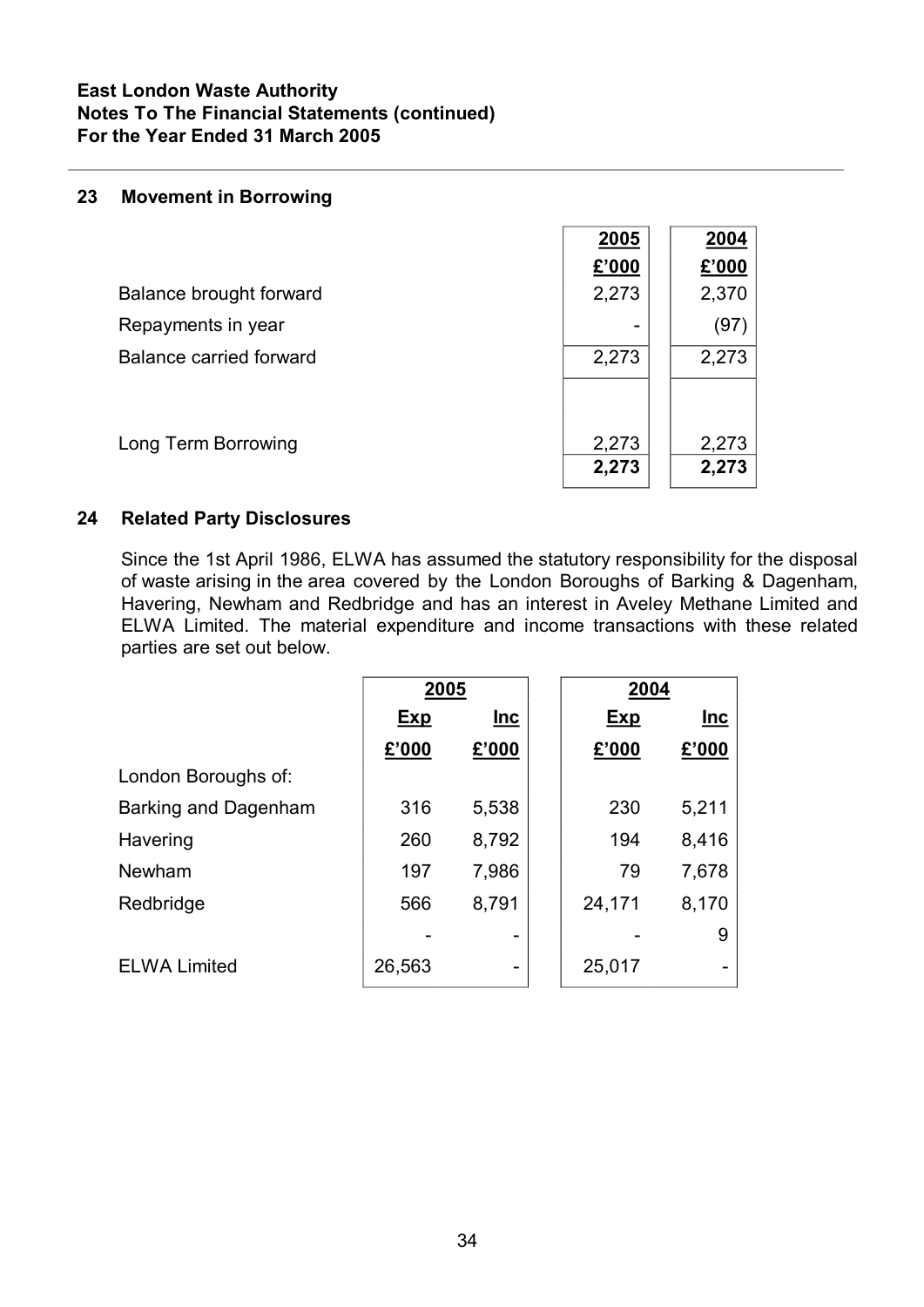East London Waste Authority
Notes To The Financial Statements (continued)
For the Year Ended 31 March 2005

## 23 Movement in Borrowing

| | 2005<br>£'000 | 2004<br>£'000 |
|---|---|---|
| Balance brought forward | 2,273 | 2,370 |
| Repayments in year | - | (97) |
| Balance carried forward | 2,273 | 2,273 |
| | | |
| Long Term Borrowing | 2,273 | 2,273 |
| | **2,273** | **2,273** |

## 24 Related Party Disclosures

Since the 1st April 1986, ELWA has assumed the statutory responsibility for the disposal of waste arising in the area covered by the London Boroughs of Barking & Dagenham, Havering, Newham and Redbridge and has an interest in Aveley Methane Limited and ELWA Limited. The material expenditure and income transactions with these related parties are set out below.

| | 2005 | | 2004 | |
|---|---|---|---|---|
| | Exp | Inc | Exp | Inc |
| | £'000 | £'000 | £'000 | £'000 |
| London Boroughs of: | | | | |
| Barking and Dagenham | 316 | 5,538 | 230 | 5,211 |
| Havering | 260 | 8,792 | 194 | 8,416 |
| Newham | 197 | 7,986 | 79 | 7,678 |
| Redbridge | 566 | 8,791 | 24,171 | 8,170 |
| | - | - | - | 9 |
| ELWA Limited | 26,563 | - | 25,017 | - |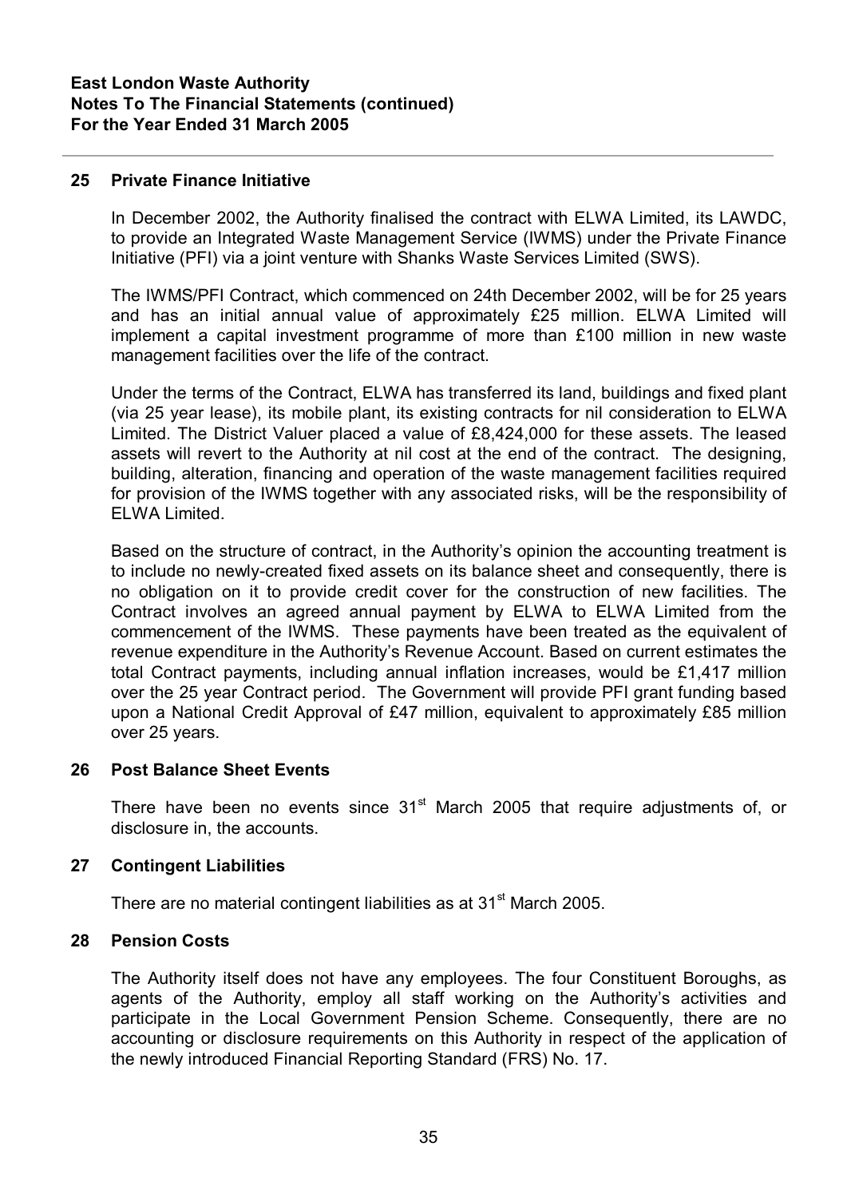**East London Waste Authority**
**Notes To The Financial Statements (continued)**
**For the Year Ended 31 March 2005**

## 25 Private Finance Initiative

In December 2002, the Authority finalised the contract with ELWA Limited, its LAWDC, to provide an Integrated Waste Management Service (IWMS) under the Private Finance Initiative (PFI) via a joint venture with Shanks Waste Services Limited (SWS).

The IWMS/PFI Contract, which commenced on 24th December 2002, will be for 25 years and has an initial annual value of approximately £25 million. ELWA Limited will implement a capital investment programme of more than £100 million in new waste management facilities over the life of the contract.

Under the terms of the Contract, ELWA has transferred its land, buildings and fixed plant (via 25 year lease), its mobile plant, its existing contracts for nil consideration to ELWA Limited. The District Valuer placed a value of £8,424,000 for these assets. The leased assets will revert to the Authority at nil cost at the end of the contract. The designing, building, alteration, financing and operation of the waste management facilities required for provision of the IWMS together with any associated risks, will be the responsibility of ELWA Limited.

Based on the structure of contract, in the Authority's opinion the accounting treatment is to include no newly-created fixed assets on its balance sheet and consequently, there is no obligation on it to provide credit cover for the construction of new facilities. The Contract involves an agreed annual payment by ELWA to ELWA Limited from the commencement of the IWMS. These payments have been treated as the equivalent of revenue expenditure in the Authority's Revenue Account. Based on current estimates the total Contract payments, including annual inflation increases, would be £1,417 million over the 25 year Contract period. The Government will provide PFI grant funding based upon a National Credit Approval of £47 million, equivalent to approximately £85 million over 25 years.

## 26 Post Balance Sheet Events

There have been no events since 31st March 2005 that require adjustments of, or disclosure in, the accounts.

## 27 Contingent Liabilities

There are no material contingent liabilities as at 31st March 2005.

## 28 Pension Costs

The Authority itself does not have any employees. The four Constituent Boroughs, as agents of the Authority, employ all staff working on the Authority's activities and participate in the Local Government Pension Scheme. Consequently, there are no accounting or disclosure requirements on this Authority in respect of the application of the newly introduced Financial Reporting Standard (FRS) No. 17.